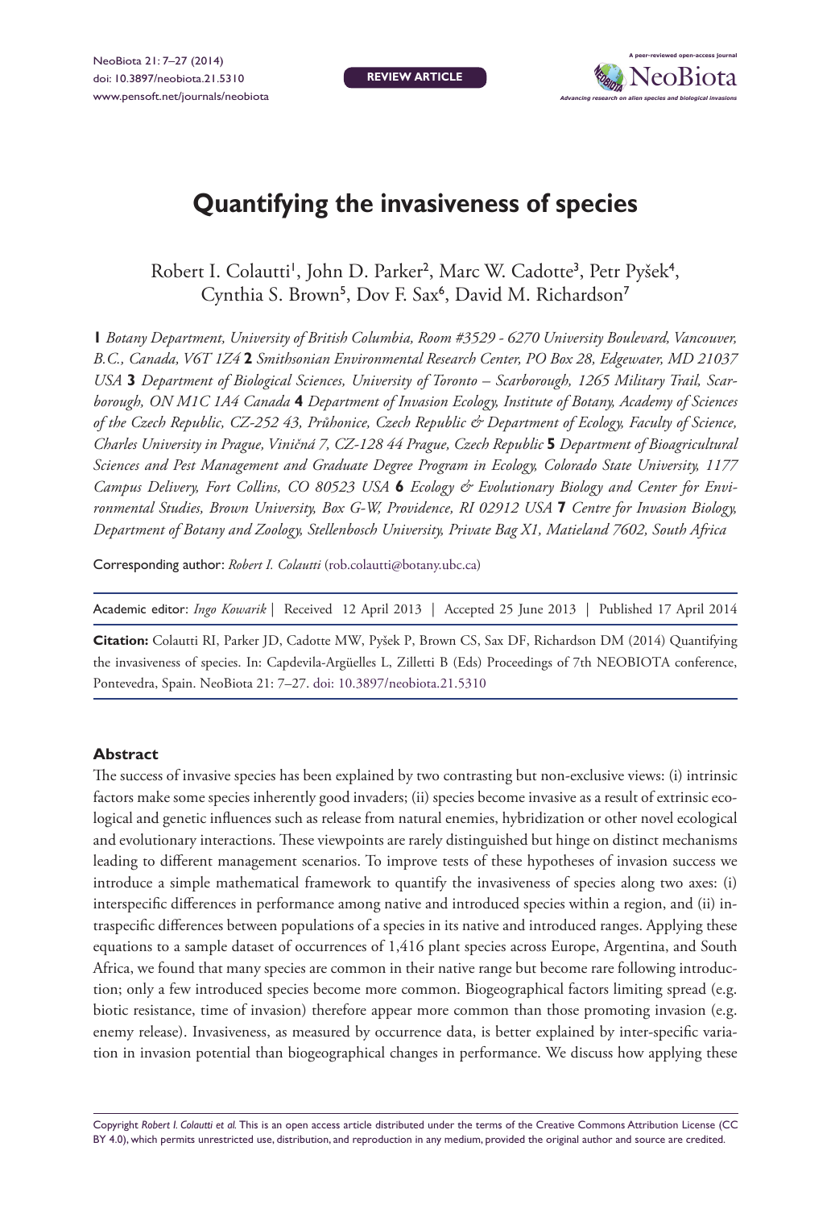REVIEW ARTICLE

# Quantifying the invasiveness of species

Robert I. Colautti[1], John D. Parker[2], Marc W. Cadotte[3], Petr Pyšek[4], Cynthia S. Brown[5], Dov F. Sax[6], David M. Richardson[7]

**1** *Botany Department, University of British Columbia, Room #3529 - 6270 University Boulevard, Vancouver, B.C., Canada, V6T 1Z4* **2** *Smithsonian Environmental Research Center, PO Box 28, Edgewater, MD 21037 USA* **3** *Department of Biological Sciences, University of Toronto – Scarborough, 1265 Military Trail, Scarborough, ON M1C 1A4 Canada* **4** *Department of Invasion Ecology, Institute of Botany, Academy of Sciences of the Czech Republic, CZ-252 43, Průhonice, Czech Republic & Department of Ecology, Faculty of Science, Charles University in Prague, Viničná 7, CZ-128 44 Prague, Czech Republic* **5** *Department of Bioagricultural Sciences and Pest Management and Graduate Degree Program in Ecology, Colorado State University, 1177 Campus Delivery, Fort Collins, CO 80523 USA* **6** *Ecology & Evolutionary Biology and Center for Environmental Studies, Brown University, Box G-W, Providence, RI 02912 USA* **7** *Centre for Invasion Biology, Department of Botany and Zoology, Stellenbosch University, Private Bag X1, Matieland 7602, South Africa*

Corresponding author: *Robert I. Colautti* (rob.colautti@botany.ubc.ca)

Academic editor: *Ingo Kowarik* | Received 12 April 2013 | Accepted 25 June 2013 | Published 17 April 2014

**Citation:** Colautti RI, Parker JD, Cadotte MW, Pyšek P, Brown CS, Sax DF, Richardson DM (2014) Quantifying the invasiveness of species. In: Capdevila-Argüelles L, Zilletti B (Eds) Proceedings of 7th NEOBIOTA conference, Pontevedra, Spain. NeoBiota 21: 7–27. doi: 10.3897/neobiota.21.5310

### Abstract

The success of invasive species has been explained by two contrasting but non-exclusive views: (i) intrinsic factors make some species inherently good invaders; (ii) species become invasive as a result of extrinsic ecological and genetic influences such as release from natural enemies, hybridization or other novel ecological and evolutionary interactions. These viewpoints are rarely distinguished but hinge on distinct mechanisms leading to different management scenarios. To improve tests of these hypotheses of invasion success we introduce a simple mathematical framework to quantify the invasiveness of species along two axes: (i) interspecific differences in performance among native and introduced species within a region, and (ii) intraspecific differences between populations of a species in its native and introduced ranges. Applying these equations to a sample dataset of occurrences of 1,416 plant species across Europe, Argentina, and South Africa, we found that many species are common in their native range but become rare following introduction; only a few introduced species become more common. Biogeographical factors limiting spread (e.g. biotic resistance, time of invasion) therefore appear more common than those promoting invasion (e.g. enemy release). Invasiveness, as measured by occurrence data, is better explained by inter-specific variation in invasion potential than biogeographical changes in performance. We discuss how applying these

Copyright *Robert I. Colautti et al.* This is an open access article distributed under the terms of the Creative Commons Attribution License (CC BY 4.0), which permits unrestricted use, distribution, and reproduction in any medium, provided the original author and source are credited.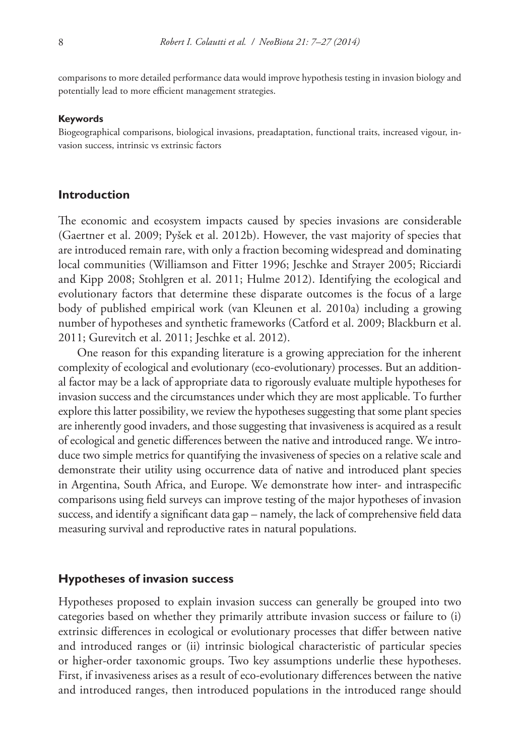comparisons to more detailed performance data would improve hypothesis testing in invasion biology and potentially lead to more efficient management strategies.

#### Keywords

Biogeographical comparisons, biological invasions, preadaptation, functional traits, increased vigour, invasion success, intrinsic vs extrinsic factors

## Introduction

The economic and ecosystem impacts caused by species invasions are considerable (Gaertner et al. 2009; Pyšek et al. 2012b). However, the vast majority of species that are introduced remain rare, with only a fraction becoming widespread and dominating local communities (Williamson and Fitter 1996; Jeschke and Strayer 2005; Ricciardi and Kipp 2008; Stohlgren et al. 2011; Hulme 2012). Identifying the ecological and evolutionary factors that determine these disparate outcomes is the focus of a large body of published empirical work (van Kleunen et al. 2010a) including a growing number of hypotheses and synthetic frameworks (Catford et al. 2009; Blackburn et al. 2011; Gurevitch et al. 2011; Jeschke et al. 2012).

One reason for this expanding literature is a growing appreciation for the inherent complexity of ecological and evolutionary (eco-evolutionary) processes. But an additional factor may be a lack of appropriate data to rigorously evaluate multiple hypotheses for invasion success and the circumstances under which they are most applicable. To further explore this latter possibility, we review the hypotheses suggesting that some plant species are inherently good invaders, and those suggesting that invasiveness is acquired as a result of ecological and genetic differences between the native and introduced range. We introduce two simple metrics for quantifying the invasiveness of species on a relative scale and demonstrate their utility using occurrence data of native and introduced plant species in Argentina, South Africa, and Europe. We demonstrate how inter- and intraspecific comparisons using field surveys can improve testing of the major hypotheses of invasion success, and identify a significant data gap – namely, the lack of comprehensive field data measuring survival and reproductive rates in natural populations.

## Hypotheses of invasion success

Hypotheses proposed to explain invasion success can generally be grouped into two categories based on whether they primarily attribute invasion success or failure to (i) extrinsic differences in ecological or evolutionary processes that differ between native and introduced ranges or (ii) intrinsic biological characteristic of particular species or higher-order taxonomic groups. Two key assumptions underlie these hypotheses. First, if invasiveness arises as a result of eco-evolutionary differences between the native and introduced ranges, then introduced populations in the introduced range should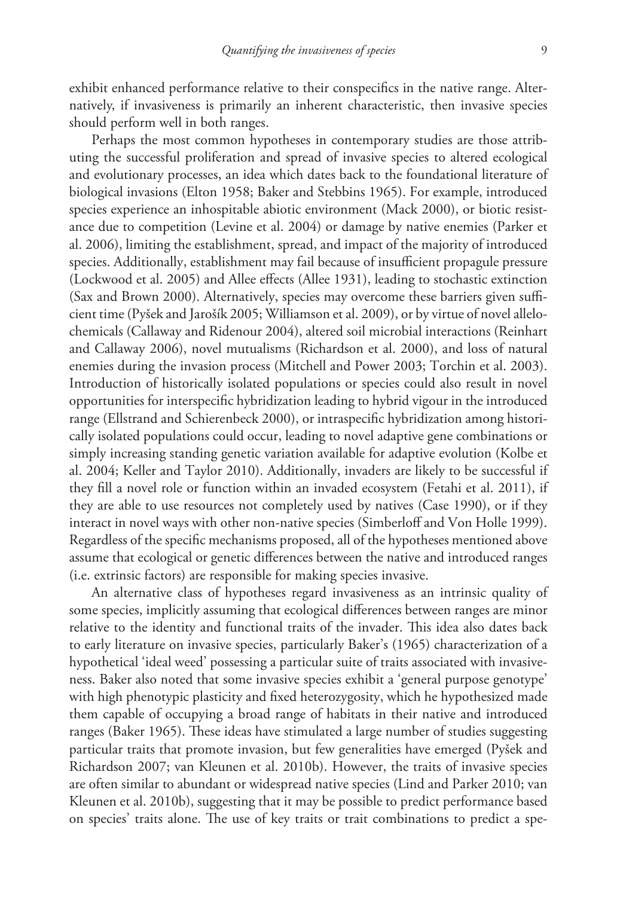exhibit enhanced performance relative to their conspecifics in the native range. Alternatively, if invasiveness is primarily an inherent characteristic, then invasive species should perform well in both ranges.

Perhaps the most common hypotheses in contemporary studies are those attributing the successful proliferation and spread of invasive species to altered ecological and evolutionary processes, an idea which dates back to the foundational literature of biological invasions (Elton 1958; Baker and Stebbins 1965). For example, introduced species experience an inhospitable abiotic environment (Mack 2000), or biotic resistance due to competition (Levine et al. 2004) or damage by native enemies (Parker et al. 2006), limiting the establishment, spread, and impact of the majority of introduced species. Additionally, establishment may fail because of insufficient propagule pressure (Lockwood et al. 2005) and Allee effects (Allee 1931), leading to stochastic extinction (Sax and Brown 2000). Alternatively, species may overcome these barriers given sufficient time (Pyšek and Jarošík 2005; Williamson et al. 2009), or by virtue of novel allelochemicals (Callaway and Ridenour 2004), altered soil microbial interactions (Reinhart and Callaway 2006), novel mutualisms (Richardson et al. 2000), and loss of natural enemies during the invasion process (Mitchell and Power 2003; Torchin et al. 2003). Introduction of historically isolated populations or species could also result in novel opportunities for interspecific hybridization leading to hybrid vigour in the introduced range (Ellstrand and Schierenbeck 2000), or intraspecific hybridization among historically isolated populations could occur, leading to novel adaptive gene combinations or simply increasing standing genetic variation available for adaptive evolution (Kolbe et al. 2004; Keller and Taylor 2010). Additionally, invaders are likely to be successful if they fill a novel role or function within an invaded ecosystem (Fetahi et al. 2011), if they are able to use resources not completely used by natives (Case 1990), or if they interact in novel ways with other non-native species (Simberloff and Von Holle 1999). Regardless of the specific mechanisms proposed, all of the hypotheses mentioned above assume that ecological or genetic differences between the native and introduced ranges (i.e. extrinsic factors) are responsible for making species invasive.

An alternative class of hypotheses regard invasiveness as an intrinsic quality of some species, implicitly assuming that ecological differences between ranges are minor relative to the identity and functional traits of the invader. This idea also dates back to early literature on invasive species, particularly Baker's (1965) characterization of a hypothetical 'ideal weed' possessing a particular suite of traits associated with invasiveness. Baker also noted that some invasive species exhibit a 'general purpose genotype' with high phenotypic plasticity and fixed heterozygosity, which he hypothesized made them capable of occupying a broad range of habitats in their native and introduced ranges (Baker 1965). These ideas have stimulated a large number of studies suggesting particular traits that promote invasion, but few generalities have emerged (Pyšek and Richardson 2007; van Kleunen et al. 2010b). However, the traits of invasive species are often similar to abundant or widespread native species (Lind and Parker 2010; van Kleunen et al. 2010b), suggesting that it may be possible to predict performance based on species' traits alone. The use of key traits or trait combinations to predict a spe-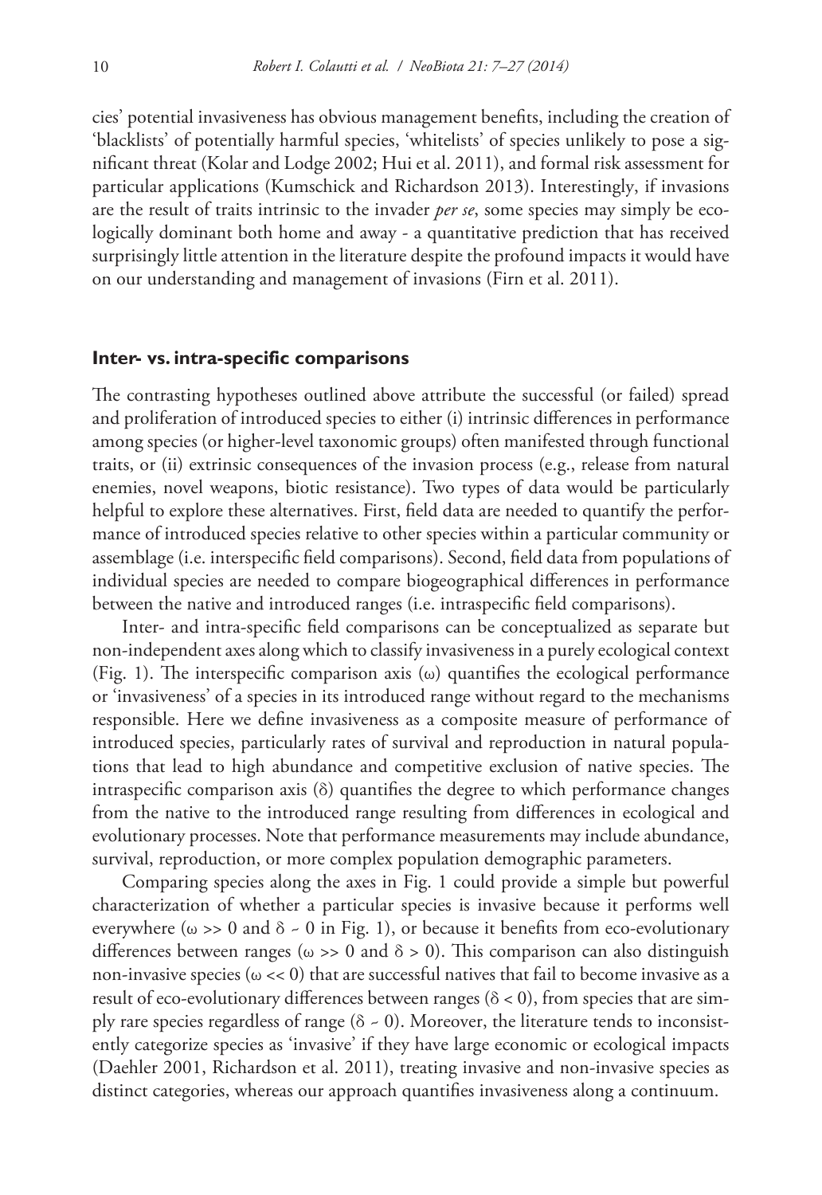cies' potential invasiveness has obvious management benefits, including the creation of 'blacklists' of potentially harmful species, 'whitelists' of species unlikely to pose a significant threat (Kolar and Lodge 2002; Hui et al. 2011), and formal risk assessment for particular applications (Kumschick and Richardson 2013). Interestingly, if invasions are the result of traits intrinsic to the invader *per se*, some species may simply be ecologically dominant both home and away - a quantitative prediction that has received surprisingly little attention in the literature despite the profound impacts it would have on our understanding and management of invasions (Firn et al. 2011).

## Inter- vs. intra-specific comparisons

The contrasting hypotheses outlined above attribute the successful (or failed) spread and proliferation of introduced species to either (i) intrinsic differences in performance among species (or higher-level taxonomic groups) often manifested through functional traits, or (ii) extrinsic consequences of the invasion process (e.g., release from natural enemies, novel weapons, biotic resistance). Two types of data would be particularly helpful to explore these alternatives. First, field data are needed to quantify the performance of introduced species relative to other species within a particular community or assemblage (i.e. interspecific field comparisons). Second, field data from populations of individual species are needed to compare biogeographical differences in performance between the native and introduced ranges (i.e. intraspecific field comparisons).

Inter- and intra-specific field comparisons can be conceptualized as separate but non-independent axes along which to classify invasiveness in a purely ecological context (Fig. 1). The interspecific comparison axis ($\omega$) quantifies the ecological performance or 'invasiveness' of a species in its introduced range without regard to the mechanisms responsible. Here we define invasiveness as a composite measure of performance of introduced species, particularly rates of survival and reproduction in natural populations that lead to high abundance and competitive exclusion of native species. The intraspecific comparison axis ($\delta$) quantifies the degree to which performance changes from the native to the introduced range resulting from differences in ecological and evolutionary processes. Note that performance measurements may include abundance, survival, reproduction, or more complex population demographic parameters.

Comparing species along the axes in Fig. 1 could provide a simple but powerful characterization of whether a particular species is invasive because it performs well everywhere ($\omega >> 0$ and $\delta \sim 0$ in Fig. 1), or because it benefits from eco-evolutionary differences between ranges ($\omega >> 0$ and $\delta > 0$). This comparison can also distinguish non-invasive species ($\omega << 0$) that are successful natives that fail to become invasive as a result of eco-evolutionary differences between ranges ($\delta < 0$), from species that are simply rare species regardless of range ($\delta \sim 0$). Moreover, the literature tends to inconsistently categorize species as 'invasive' if they have large economic or ecological impacts (Daehler 2001, Richardson et al. 2011), treating invasive and non-invasive species as distinct categories, whereas our approach quantifies invasiveness along a continuum.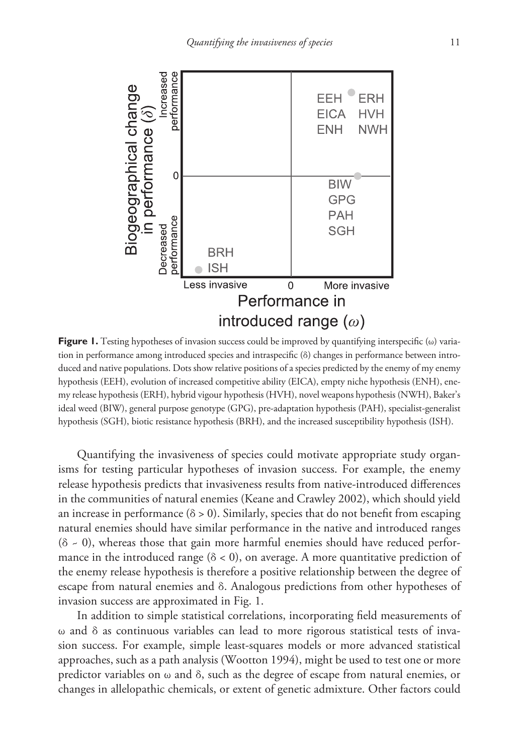**Figure 1.** Testing hypotheses of invasion success could be improved by quantifying interspecific (ω) variation in performance among introduced species and intraspecific (δ) changes in performance between introduced and native populations. Dots show relative positions of a species predicted by the enemy of my enemy hypothesis (EEH), evolution of increased competitive ability (EICA), empty niche hypothesis (ENH), enemy release hypothesis (ERH), hybrid vigour hypothesis (HVH), novel weapons hypothesis (NWH), Baker's ideal weed (BIW), general purpose genotype (GPG), pre-adaptation hypothesis (PAH), specialist-generalist hypothesis (SGH), biotic resistance hypothesis (BRH), and the increased susceptibility hypothesis (ISH).

Quantifying the invasiveness of species could motivate appropriate study organisms for testing particular hypotheses of invasion success. For example, the enemy release hypothesis predicts that invasiveness results from native-introduced differences in the communities of natural enemies (Keane and Crawley 2002), which should yield an increase in performance ($\delta > 0$). Similarly, species that do not benefit from escaping natural enemies should have similar performance in the native and introduced ranges ($\delta \sim 0$), whereas those that gain more harmful enemies should have reduced performance in the introduced range ($\delta < 0$), on average. A more quantitative prediction of the enemy release hypothesis is therefore a positive relationship between the degree of escape from natural enemies and δ. Analogous predictions from other hypotheses of invasion success are approximated in Fig. 1.

In addition to simple statistical correlations, incorporating field measurements of ω and δ as continuous variables can lead to more rigorous statistical tests of invasion success. For example, simple least-squares models or more advanced statistical approaches, such as a path analysis (Wootton 1994), might be used to test one or more predictor variables on ω and δ, such as the degree of escape from natural enemies, or changes in allelopathic chemicals, or extent of genetic admixture. Other factors could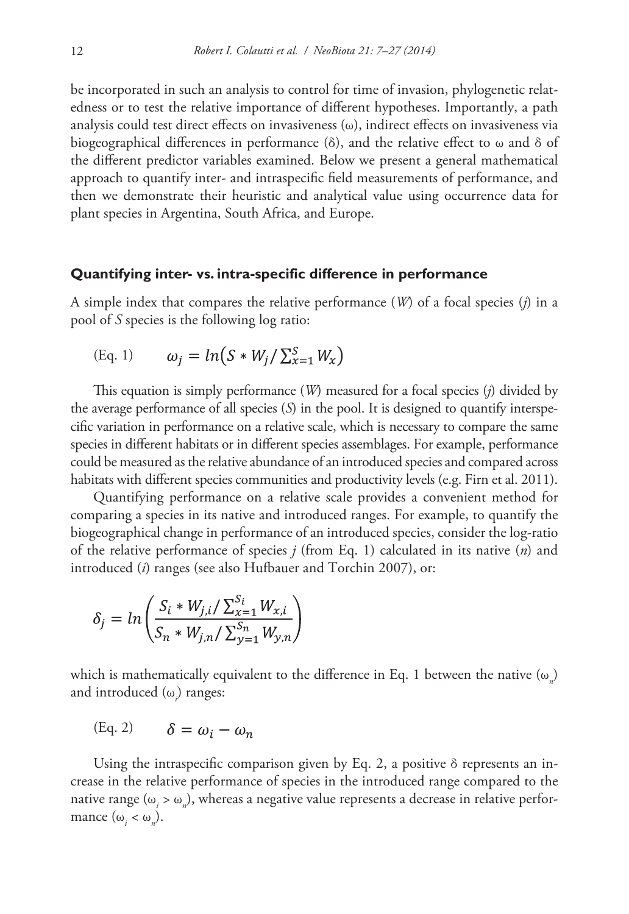be incorporated in such an analysis to control for time of invasion, phylogenetic relatedness or to test the relative importance of different hypotheses. Importantly, a path analysis could test direct effects on invasiveness ($\omega$), indirect effects on invasiveness via biogeographical differences in performance ($\delta$), and the relative effect to $\omega$ and $\delta$ of the different predictor variables examined. Below we present a general mathematical approach to quantify inter- and intraspecific field measurements of performance, and then we demonstrate their heuristic and analytical value using occurrence data for plant species in Argentina, South Africa, and Europe.

## Quantifying inter- vs. intra-specific difference in performance

A simple index that compares the relative performance (*W*) of a focal species (*j*) in a pool of *S* species is the following log ratio:

(Eq. 1) $$\omega_j = ln\left(S * W_j / \sum_{x=1}^{S} W_x\right)$$

This equation is simply performance (*W*) measured for a focal species (*j*) divided by the average performance of all species (*S*) in the pool. It is designed to quantify interspecific variation in performance on a relative scale, which is necessary to compare the same species in different habitats or in different species assemblages. For example, performance could be measured as the relative abundance of an introduced species and compared across habitats with different species communities and productivity levels (e.g. Firn et al. 2011).

Quantifying performance on a relative scale provides a convenient method for comparing a species in its native and introduced ranges. For example, to quantify the biogeographical change in performance of an introduced species, consider the log-ratio of the relative performance of species *j* (from Eq. 1) calculated in its native (*n*) and introduced (*i*) ranges (see also Hufbauer and Torchin 2007), or:

$$\delta_j = ln\left(\frac{S_i * W_{j,i} / \sum_{x=1}^{S_i} W_{x,i}}{S_n * W_{j,n} / \sum_{y=1}^{S_n} W_{y,n}}\right)$$

which is mathematically equivalent to the difference in Eq. 1 between the native ($\omega_n$) and introduced ($\omega_i$) ranges:

(Eq. 2) $$\delta = \omega_i - \omega_n$$

Using the intraspecific comparison given by Eq. 2, a positive $\delta$ represents an increase in the relative performance of species in the introduced range compared to the native range ($\omega_i > \omega_n$), whereas a negative value represents a decrease in relative performance ($\omega_i < \omega_n$).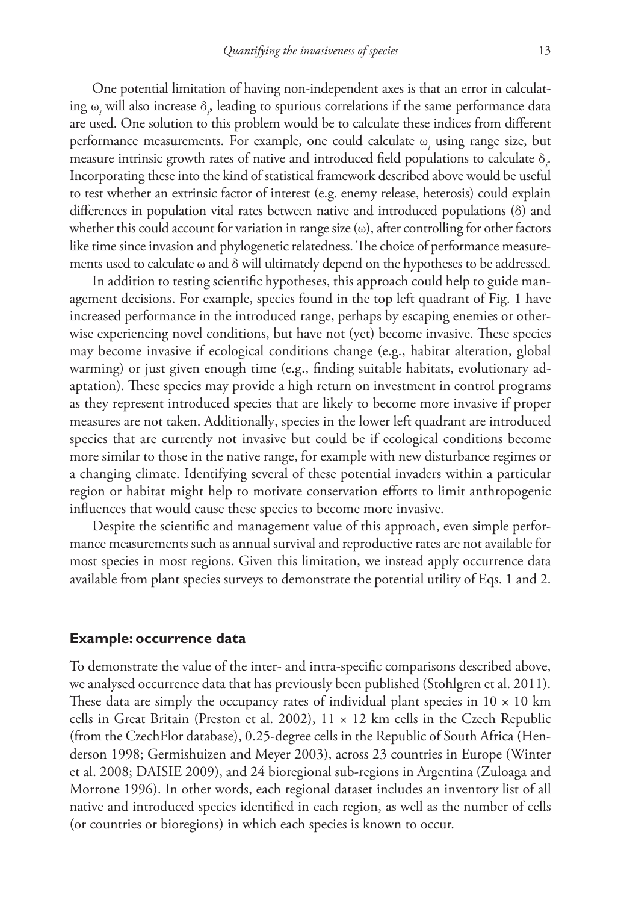One potential limitation of having non-independent axes is that an error in calculating $\omega_i$ will also increase $\delta_i$, leading to spurious correlations if the same performance data are used. One solution to this problem would be to calculate these indices from different performance measurements. For example, one could calculate $\omega_i$ using range size, but measure intrinsic growth rates of native and introduced field populations to calculate $\delta_i$. Incorporating these into the kind of statistical framework described above would be useful to test whether an extrinsic factor of interest (e.g. enemy release, heterosis) could explain differences in population vital rates between native and introduced populations ($\delta$) and whether this could account for variation in range size ($\omega$), after controlling for other factors like time since invasion and phylogenetic relatedness. The choice of performance measurements used to calculate $\omega$ and $\delta$ will ultimately depend on the hypotheses to be addressed.

In addition to testing scientific hypotheses, this approach could help to guide management decisions. For example, species found in the top left quadrant of Fig. 1 have increased performance in the introduced range, perhaps by escaping enemies or otherwise experiencing novel conditions, but have not (yet) become invasive. These species may become invasive if ecological conditions change (e.g., habitat alteration, global warming) or just given enough time (e.g., finding suitable habitats, evolutionary adaptation). These species may provide a high return on investment in control programs as they represent introduced species that are likely to become more invasive if proper measures are not taken. Additionally, species in the lower left quadrant are introduced species that are currently not invasive but could be if ecological conditions become more similar to those in the native range, for example with new disturbance regimes or a changing climate. Identifying several of these potential invaders within a particular region or habitat might help to motivate conservation efforts to limit anthropogenic influences that would cause these species to become more invasive.

Despite the scientific and management value of this approach, even simple performance measurements such as annual survival and reproductive rates are not available for most species in most regions. Given this limitation, we instead apply occurrence data available from plant species surveys to demonstrate the potential utility of Eqs. 1 and 2.

## Example: occurrence data

To demonstrate the value of the inter- and intra-specific comparisons described above, we analysed occurrence data that has previously been published (Stohlgren et al. 2011). These data are simply the occupancy rates of individual plant species in 10 × 10 km cells in Great Britain (Preston et al. 2002), 11 × 12 km cells in the Czech Republic (from the CzechFlor database), 0.25-degree cells in the Republic of South Africa (Henderson 1998; Germishuizen and Meyer 2003), across 23 countries in Europe (Winter et al. 2008; DAISIE 2009), and 24 bioregional sub-regions in Argentina (Zuloaga and Morrone 1996). In other words, each regional dataset includes an inventory list of all native and introduced species identified in each region, as well as the number of cells (or countries or bioregions) in which each species is known to occur.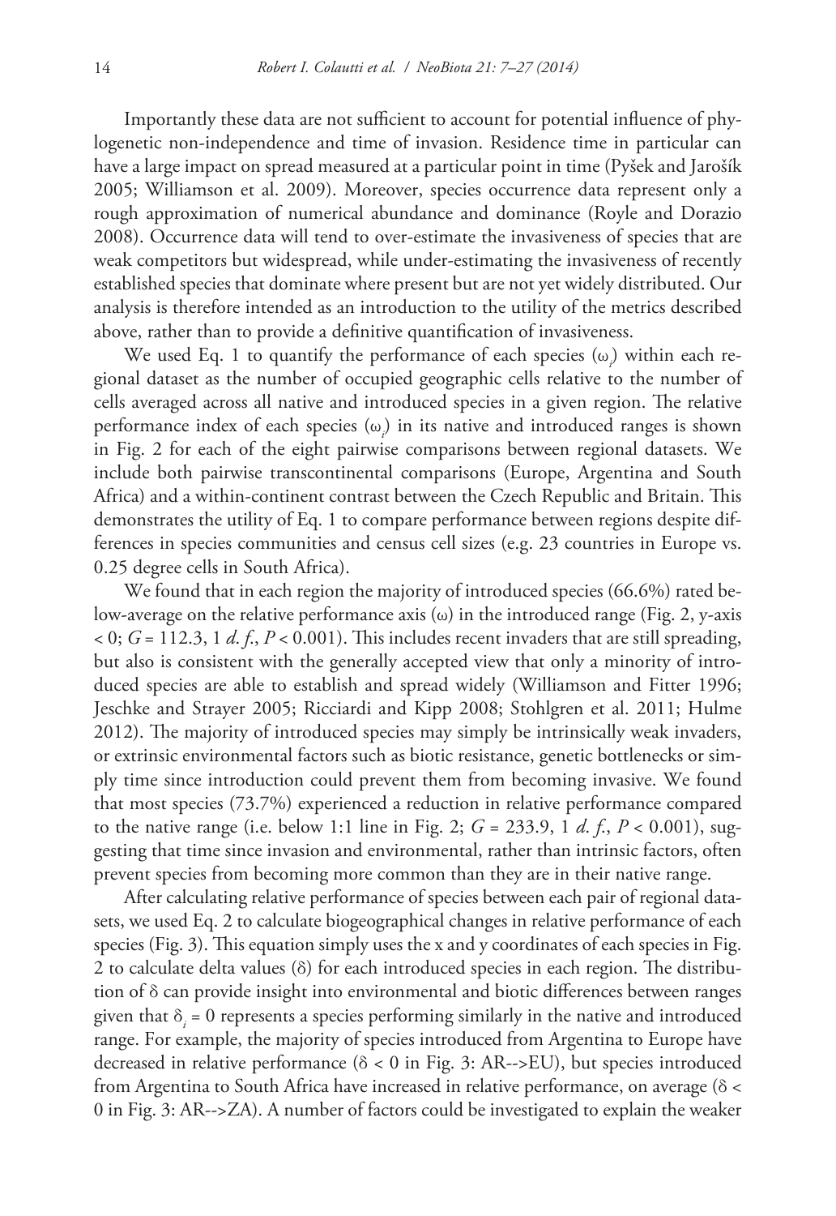Importantly these data are not sufficient to account for potential influence of phylogenetic non-independence and time of invasion. Residence time in particular can have a large impact on spread measured at a particular point in time (Pyšek and Jarošík 2005; Williamson et al. 2009). Moreover, species occurrence data represent only a rough approximation of numerical abundance and dominance (Royle and Dorazio 2008). Occurrence data will tend to over-estimate the invasiveness of species that are weak competitors but widespread, while under-estimating the invasiveness of recently established species that dominate where present but are not yet widely distributed. Our analysis is therefore intended as an introduction to the utility of the metrics described above, rather than to provide a definitive quantification of invasiveness.

We used Eq. 1 to quantify the performance of each species ($\omega_i$) within each regional dataset as the number of occupied geographic cells relative to the number of cells averaged across all native and introduced species in a given region. The relative performance index of each species ($\omega_i$) in its native and introduced ranges is shown in Fig. 2 for each of the eight pairwise comparisons between regional datasets. We include both pairwise transcontinental comparisons (Europe, Argentina and South Africa) and a within-continent contrast between the Czech Republic and Britain. This demonstrates the utility of Eq. 1 to compare performance between regions despite differences in species communities and census cell sizes (e.g. 23 countries in Europe vs. 0.25 degree cells in South Africa).

We found that in each region the majority of introduced species (66.6%) rated below-average on the relative performance axis ($\omega$) in the introduced range (Fig. 2, y-axis $< 0$; $G = 112.3$, 1 *d. f.*, $P < 0.001$). This includes recent invaders that are still spreading, but also is consistent with the generally accepted view that only a minority of introduced species are able to establish and spread widely (Williamson and Fitter 1996; Jeschke and Strayer 2005; Ricciardi and Kipp 2008; Stohlgren et al. 2011; Hulme 2012). The majority of introduced species may simply be intrinsically weak invaders, or extrinsic environmental factors such as biotic resistance, genetic bottlenecks or simply time since introduction could prevent them from becoming invasive. We found that most species (73.7%) experienced a reduction in relative performance compared to the native range (i.e. below 1:1 line in Fig. 2; $G = 233.9$, 1 *d. f.*, $P < 0.001$), suggesting that time since invasion and environmental, rather than intrinsic factors, often prevent species from becoming more common than they are in their native range.

After calculating relative performance of species between each pair of regional datasets, we used Eq. 2 to calculate biogeographical changes in relative performance of each species (Fig. 3). This equation simply uses the x and y coordinates of each species in Fig. 2 to calculate delta values ($\delta$) for each introduced species in each region. The distribution of $\delta$ can provide insight into environmental and biotic differences between ranges given that $\delta_i = 0$ represents a species performing similarly in the native and introduced range. For example, the majority of species introduced from Argentina to Europe have decreased in relative performance ($\delta < 0$ in Fig. 3: AR-->EU), but species introduced from Argentina to South Africa have increased in relative performance, on average ($\delta < 0$ in Fig. 3: AR-->ZA). A number of factors could be investigated to explain the weaker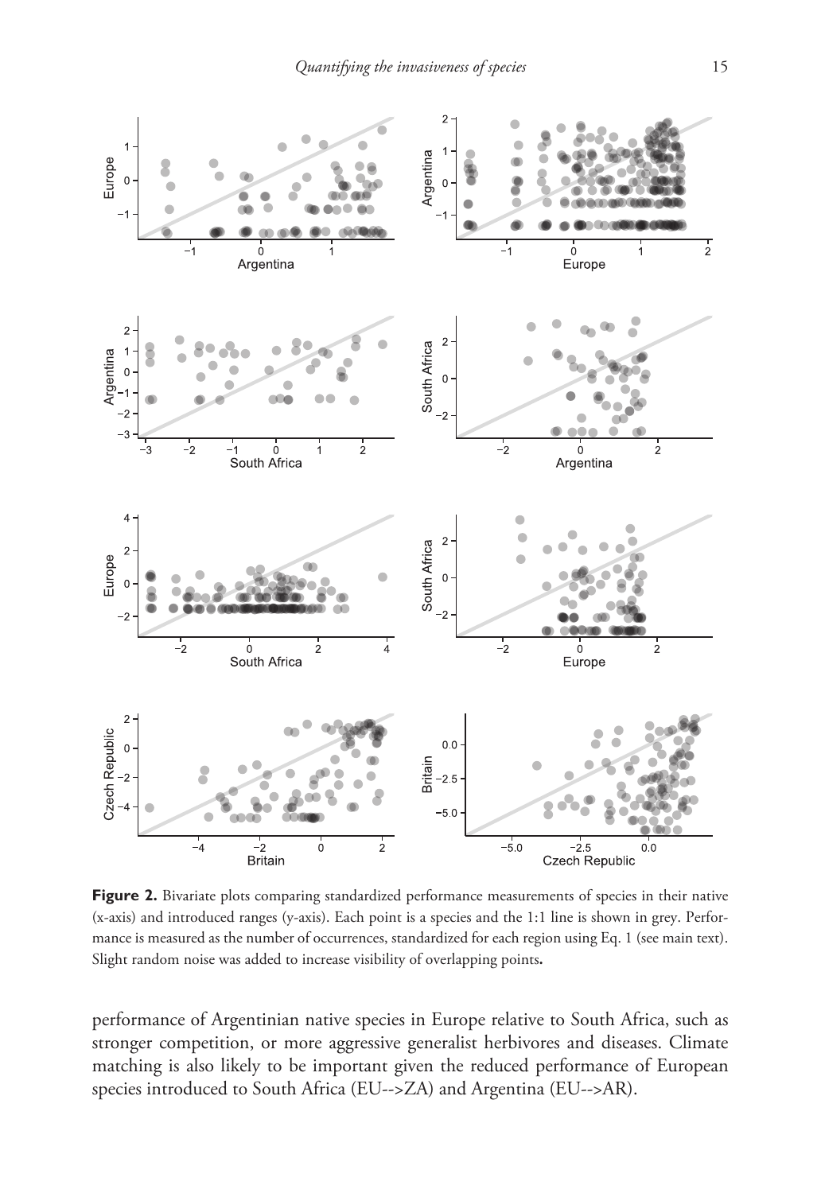**Figure 2.** Bivariate plots comparing standardized performance measurements of species in their native (x-axis) and introduced ranges (y-axis). Each point is a species and the 1:1 line is shown in grey. Performance is measured as the number of occurrences, standardized for each region using Eq. 1 (see main text). Slight random noise was added to increase visibility of overlapping points**.**

performance of Argentinian native species in Europe relative to South Africa, such as stronger competition, or more aggressive generalist herbivores and diseases. Climate matching is also likely to be important given the reduced performance of European species introduced to South Africa (EU-->ZA) and Argentina (EU-->AR).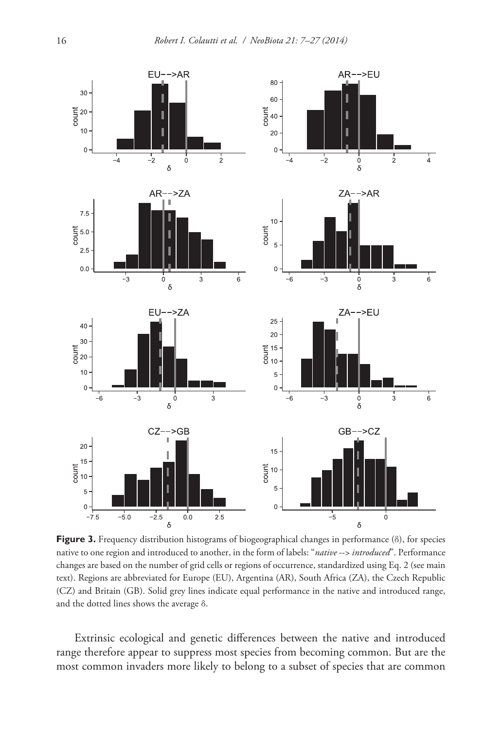**Figure 3.** Frequency distribution histograms of biogeographical changes in performance (δ), for species native to one region and introduced to another, in the form of labels: "*native --> introduced*". Performance changes are based on the number of grid cells or regions of occurrence, standardized using Eq. 2 (see main text). Regions are abbreviated for Europe (EU), Argentina (AR), South Africa (ZA), the Czech Republic (CZ) and Britain (GB). Solid grey lines indicate equal performance in the native and introduced range, and the dotted lines shows the average δ.

Extrinsic ecological and genetic differences between the native and introduced range therefore appear to suppress most species from becoming common. But are the most common invaders more likely to belong to a subset of species that are common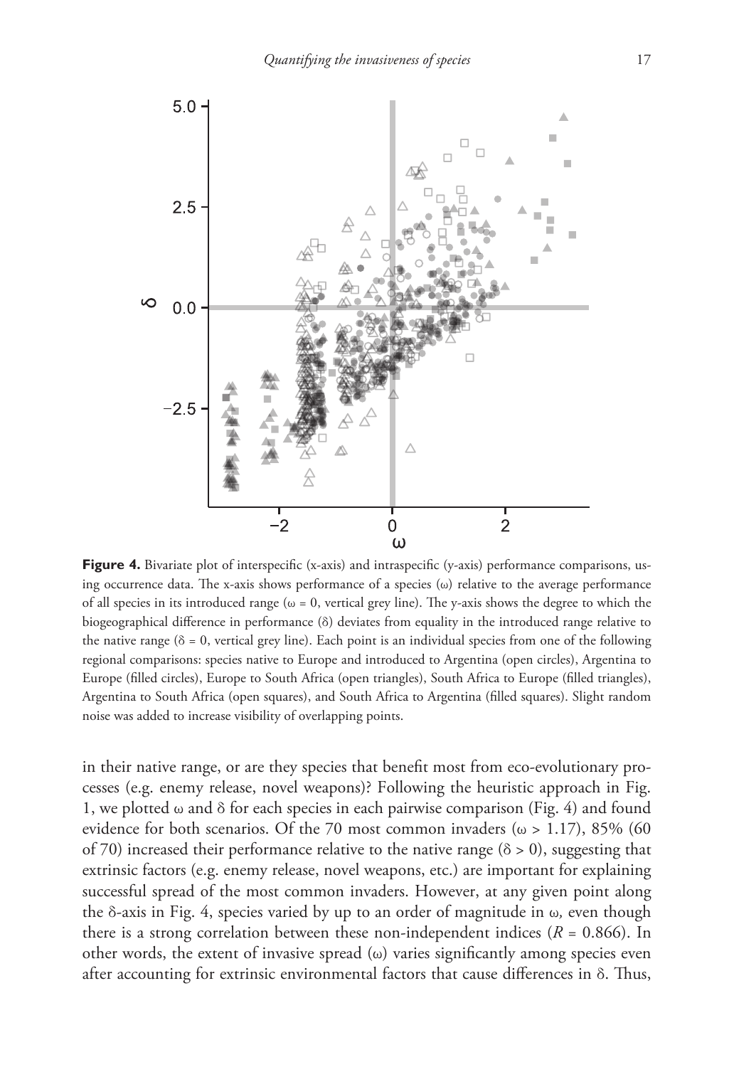**Figure 4.** Bivariate plot of interspecific (x-axis) and intraspecific (y-axis) performance comparisons, using occurrence data. The x-axis shows performance of a species (ω) relative to the average performance of all species in its introduced range (ω = 0, vertical grey line). The y-axis shows the degree to which the biogeographical difference in performance (δ) deviates from equality in the introduced range relative to the native range (δ = 0, vertical grey line). Each point is an individual species from one of the following regional comparisons: species native to Europe and introduced to Argentina (open circles), Argentina to Europe (filled circles), Europe to South Africa (open triangles), South Africa to Europe (filled triangles), Argentina to South Africa (open squares), and South Africa to Argentina (filled squares). Slight random noise was added to increase visibility of overlapping points.

in their native range, or are they species that benefit most from eco-evolutionary processes (e.g. enemy release, novel weapons)? Following the heuristic approach in Fig. 1, we plotted ω and δ for each species in each pairwise comparison (Fig. 4) and found evidence for both scenarios. Of the 70 most common invaders ($\omega > 1.17$), 85% (60 of 70) increased their performance relative to the native range ($\delta > 0$), suggesting that extrinsic factors (e.g. enemy release, novel weapons, etc.) are important for explaining successful spread of the most common invaders. However, at any given point along the δ-axis in Fig. 4, species varied by up to an order of magnitude in ω*,* even though there is a strong correlation between these non-independent indices ($R = 0.866$). In other words, the extent of invasive spread (ω) varies significantly among species even after accounting for extrinsic environmental factors that cause differences in δ. Thus,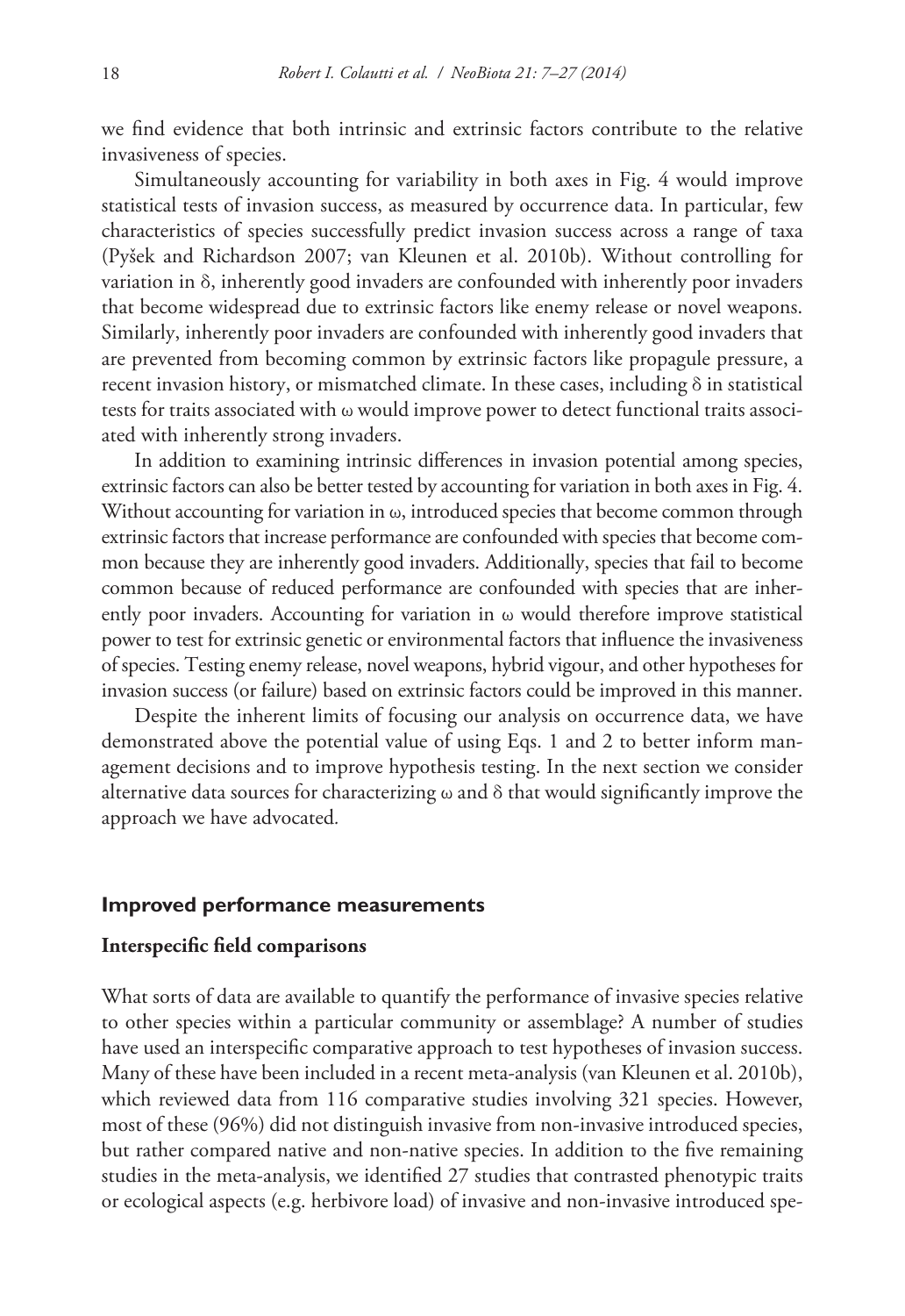we find evidence that both intrinsic and extrinsic factors contribute to the relative invasiveness of species.

Simultaneously accounting for variability in both axes in Fig. 4 would improve statistical tests of invasion success, as measured by occurrence data. In particular, few characteristics of species successfully predict invasion success across a range of taxa (Pyšek and Richardson 2007; van Kleunen et al. 2010b). Without controlling for variation in $\delta$, inherently good invaders are confounded with inherently poor invaders that become widespread due to extrinsic factors like enemy release or novel weapons. Similarly, inherently poor invaders are confounded with inherently good invaders that are prevented from becoming common by extrinsic factors like propagule pressure, a recent invasion history, or mismatched climate. In these cases, including $\delta$ in statistical tests for traits associated with $\omega$ would improve power to detect functional traits associated with inherently strong invaders.

In addition to examining intrinsic differences in invasion potential among species, extrinsic factors can also be better tested by accounting for variation in both axes in Fig. 4. Without accounting for variation in $\omega$, introduced species that become common through extrinsic factors that increase performance are confounded with species that become common because they are inherently good invaders. Additionally, species that fail to become common because of reduced performance are confounded with species that are inherently poor invaders. Accounting for variation in $\omega$ would therefore improve statistical power to test for extrinsic genetic or environmental factors that influence the invasiveness of species. Testing enemy release, novel weapons, hybrid vigour, and other hypotheses for invasion success (or failure) based on extrinsic factors could be improved in this manner.

Despite the inherent limits of focusing our analysis on occurrence data, we have demonstrated above the potential value of using Eqs. 1 and 2 to better inform management decisions and to improve hypothesis testing. In the next section we consider alternative data sources for characterizing $\omega$ and $\delta$ that would significantly improve the approach we have advocated.

## Improved performance measurements

### Interspecific field comparisons

What sorts of data are available to quantify the performance of invasive species relative to other species within a particular community or assemblage? A number of studies have used an interspecific comparative approach to test hypotheses of invasion success. Many of these have been included in a recent meta-analysis (van Kleunen et al. 2010b), which reviewed data from 116 comparative studies involving 321 species. However, most of these (96%) did not distinguish invasive from non-invasive introduced species, but rather compared native and non-native species. In addition to the five remaining studies in the meta-analysis, we identified 27 studies that contrasted phenotypic traits or ecological aspects (e.g. herbivore load) of invasive and non-invasive introduced spe-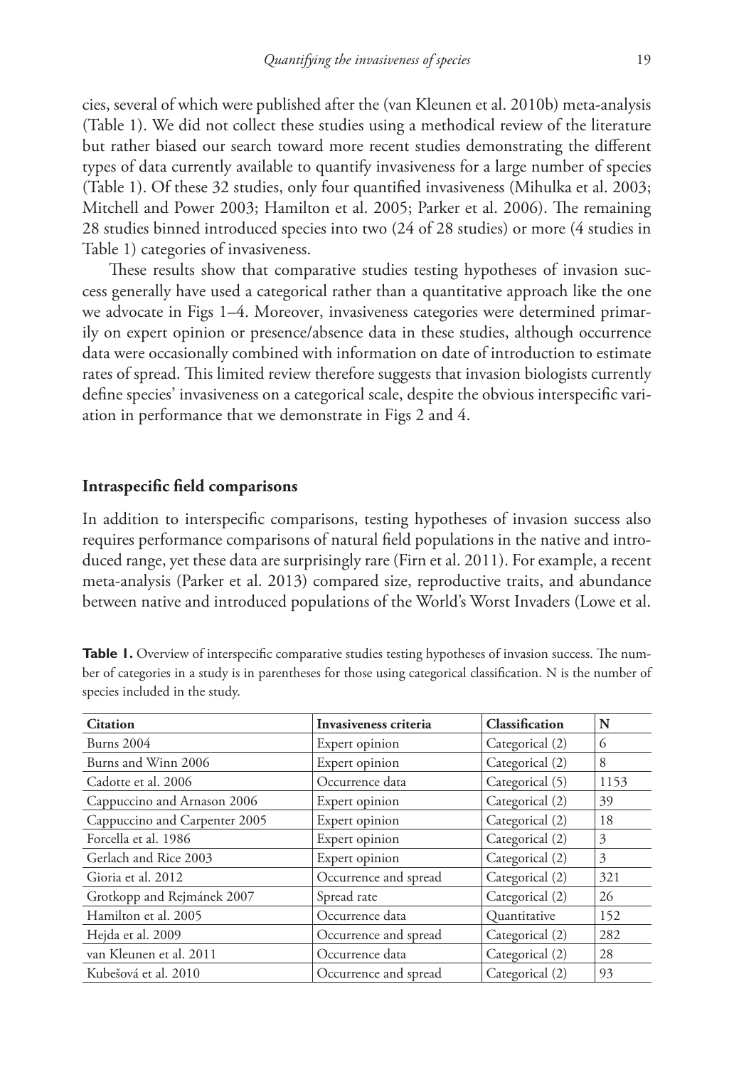cies, several of which were published after the (van Kleunen et al. 2010b) meta-analysis (Table 1). We did not collect these studies using a methodical review of the literature but rather biased our search toward more recent studies demonstrating the different types of data currently available to quantify invasiveness for a large number of species (Table 1). Of these 32 studies, only four quantified invasiveness (Mihulka et al. 2003; Mitchell and Power 2003; Hamilton et al. 2005; Parker et al. 2006). The remaining 28 studies binned introduced species into two (24 of 28 studies) or more (4 studies in Table 1) categories of invasiveness.

These results show that comparative studies testing hypotheses of invasion success generally have used a categorical rather than a quantitative approach like the one we advocate in Figs 1–4. Moreover, invasiveness categories were determined primarily on expert opinion or presence/absence data in these studies, although occurrence data were occasionally combined with information on date of introduction to estimate rates of spread. This limited review therefore suggests that invasion biologists currently define species' invasiveness on a categorical scale, despite the obvious interspecific variation in performance that we demonstrate in Figs 2 and 4.

## Intraspecific field comparisons

In addition to interspecific comparisons, testing hypotheses of invasion success also requires performance comparisons of natural field populations in the native and introduced range, yet these data are surprisingly rare (Firn et al. 2011). For example, a recent meta-analysis (Parker et al. 2013) compared size, reproductive traits, and abundance between native and introduced populations of the World's Worst Invaders (Lowe et al.

**Table 1.** Overview of interspecific comparative studies testing hypotheses of invasion success. The number of categories in a study is in parentheses for those using categorical classification. N is the number of species included in the study.

| Citation | Invasiveness criteria | Classification | N |
|---|---|---|---|
| Burns 2004 | Expert opinion | Categorical (2) | 6 |
| Burns and Winn 2006 | Expert opinion | Categorical (2) | 8 |
| Cadotte et al. 2006 | Occurrence data | Categorical (5) | 1153 |
| Cappuccino and Arnason 2006 | Expert opinion | Categorical (2) | 39 |
| Cappuccino and Carpenter 2005 | Expert opinion | Categorical (2) | 18 |
| Forcella et al. 1986 | Expert opinion | Categorical (2) | 3 |
| Gerlach and Rice 2003 | Expert opinion | Categorical (2) | 3 |
| Gioria et al. 2012 | Occurrence and spread | Categorical (2) | 321 |
| Grotkopp and Rejmánek 2007 | Spread rate | Categorical (2) | 26 |
| Hamilton et al. 2005 | Occurrence data | Quantitative | 152 |
| Hejda et al. 2009 | Occurrence and spread | Categorical (2) | 282 |
| van Kleunen et al. 2011 | Occurrence data | Categorical (2) | 28 |
| Kubešová et al. 2010 | Occurrence and spread | Categorical (2) | 93 |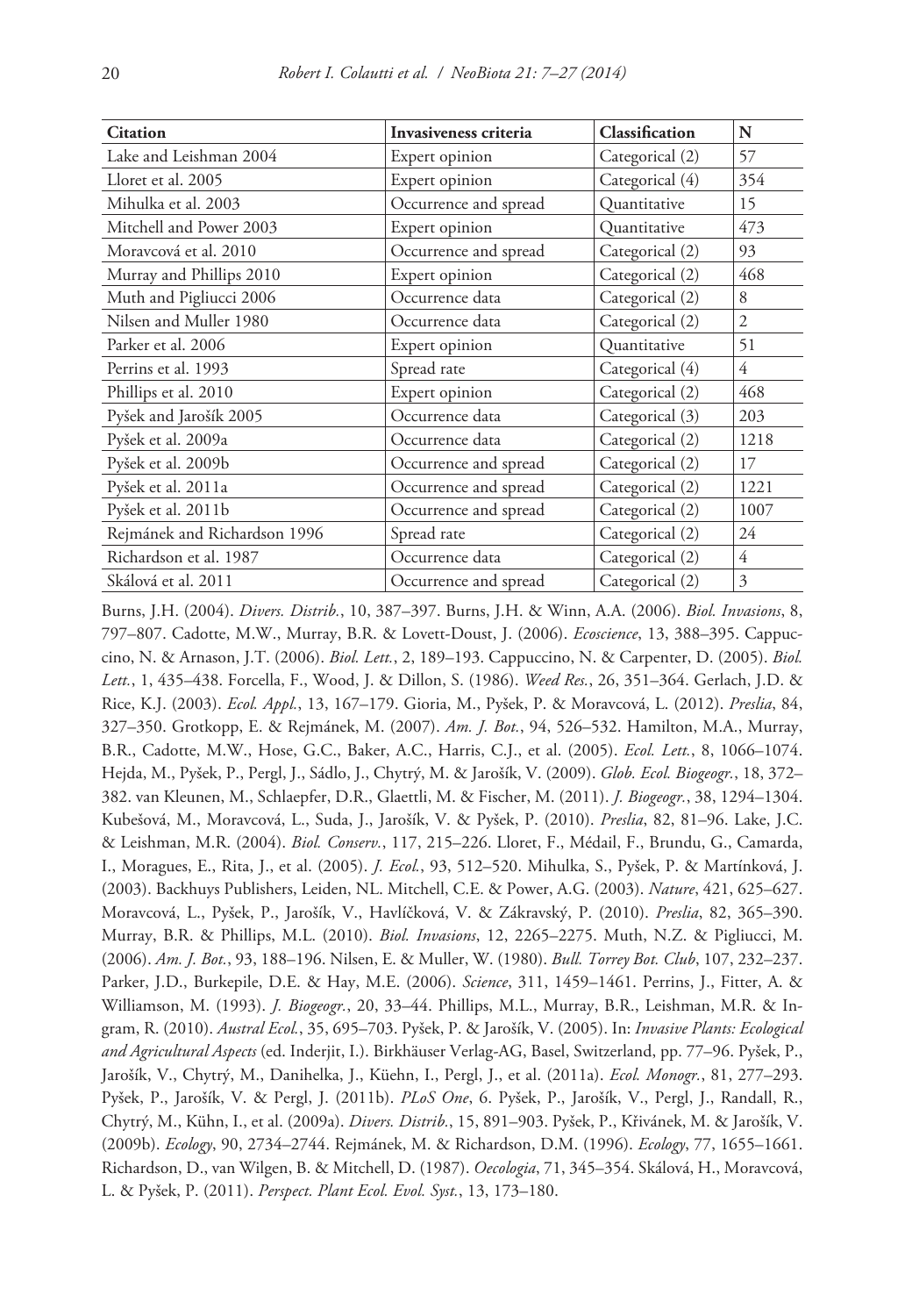| Citation | Invasiveness criteria | Classification | N |
|---|---|---|---|
| Lake and Leishman 2004 | Expert opinion | Categorical (2) | 57 |
| Lloret et al. 2005 | Expert opinion | Categorical (4) | 354 |
| Mihulka et al. 2003 | Occurrence and spread | Quantitative | 15 |
| Mitchell and Power 2003 | Expert opinion | Quantitative | 473 |
| Moravcová et al. 2010 | Occurrence and spread | Categorical (2) | 93 |
| Murray and Phillips 2010 | Expert opinion | Categorical (2) | 468 |
| Muth and Pigliucci 2006 | Occurrence data | Categorical (2) | 8 |
| Nilsen and Muller 1980 | Occurrence data | Categorical (2) | 2 |
| Parker et al. 2006 | Expert opinion | Quantitative | 51 |
| Perrins et al. 1993 | Spread rate | Categorical (4) | 4 |
| Phillips et al. 2010 | Expert opinion | Categorical (2) | 468 |
| Pyšek and Jarošík 2005 | Occurrence data | Categorical (3) | 203 |
| Pyšek et al. 2009a | Occurrence data | Categorical (2) | 1218 |
| Pyšek et al. 2009b | Occurrence and spread | Categorical (2) | 17 |
| Pyšek et al. 2011a | Occurrence and spread | Categorical (2) | 1221 |
| Pyšek et al. 2011b | Occurrence and spread | Categorical (2) | 1007 |
| Rejmánek and Richardson 1996 | Spread rate | Categorical (2) | 24 |
| Richardson et al. 1987 | Occurrence data | Categorical (2) | 4 |
| Skálová et al. 2011 | Occurrence and spread | Categorical (2) | 3 |

Burns, J.H. (2004). *Divers. Distrib.*, 10, 387–397. Burns, J.H. & Winn, A.A. (2006). *Biol. Invasions*, 8, 797–807. Cadotte, M.W., Murray, B.R. & Lovett-Doust, J. (2006). *Ecoscience*, 13, 388–395. Cappuccino, N. & Arnason, J.T. (2006). *Biol. Lett.*, 2, 189–193. Cappuccino, N. & Carpenter, D. (2005). *Biol. Lett.*, 1, 435–438. Forcella, F., Wood, J. & Dillon, S. (1986). *Weed Res.*, 26, 351–364. Gerlach, J.D. & Rice, K.J. (2003). *Ecol. Appl.*, 13, 167–179. Gioria, M., Pyšek, P. & Moravcová, L. (2012). *Preslia*, 84, 327–350. Grotkopp, E. & Rejmánek, M. (2007). *Am. J. Bot.*, 94, 526–532. Hamilton, M.A., Murray, B.R., Cadotte, M.W., Hose, G.C., Baker, A.C., Harris, C.J., et al. (2005). *Ecol. Lett.*, 8, 1066–1074. Hejda, M., Pyšek, P., Pergl, J., Sádlo, J., Chytrý, M. & Jarošík, V. (2009). *Glob. Ecol. Biogeogr.*, 18, 372–382. van Kleunen, M., Schlaepfer, D.R., Glaettli, M. & Fischer, M. (2011). *J. Biogeogr.*, 38, 1294–1304. Kubešová, M., Moravcová, L., Suda, J., Jarošík, V. & Pyšek, P. (2010). *Preslia*, 82, 81–96. Lake, J.C. & Leishman, M.R. (2004). *Biol. Conserv.*, 117, 215–226. Lloret, F., Médail, F., Brundu, G., Camarda, I., Moragues, E., Rita, J., et al. (2005). *J. Ecol.*, 93, 512–520. Mihulka, S., Pyšek, P. & Martínková, J. (2003). Backhuys Publishers, Leiden, NL. Mitchell, C.E. & Power, A.G. (2003). *Nature*, 421, 625–627. Moravcová, L., Pyšek, P., Jarošík, V., Havlíčková, V. & Zákravský, P. (2010). *Preslia*, 82, 365–390. Murray, B.R. & Phillips, M.L. (2010). *Biol. Invasions*, 12, 2265–2275. Muth, N.Z. & Pigliucci, M. (2006). *Am. J. Bot.*, 93, 188–196. Nilsen, E. & Muller, W. (1980). *Bull. Torrey Bot. Club*, 107, 232–237. Parker, J.D., Burkepile, D.E. & Hay, M.E. (2006). *Science*, 311, 1459–1461. Perrins, J., Fitter, A. & Williamson, M. (1993). *J. Biogeogr.*, 20, 33–44. Phillips, M.L., Murray, B.R., Leishman, M.R. & Ingram, R. (2010). *Austral Ecol.*, 35, 695–703. Pyšek, P. & Jarošík, V. (2005). In: *Invasive Plants: Ecological and Agricultural Aspects* (ed. Inderjit, I.). Birkhäuser Verlag-AG, Basel, Switzerland, pp. 77–96. Pyšek, P., Jarošík, V., Chytrý, M., Danihelka, J., Küehn, I., Pergl, J., et al. (2011a). *Ecol. Monogr.*, 81, 277–293. Pyšek, P., Jarošík, V. & Pergl, J. (2011b). *PLoS One*, 6. Pyšek, P., Jarošík, V., Pergl, J., Randall, R., Chytrý, M., Kühn, I., et al. (2009a). *Divers. Distrib.*, 15, 891–903. Pyšek, P., Křivánek, M. & Jarošík, V. (2009b). *Ecology*, 90, 2734–2744. Rejmánek, M. & Richardson, D.M. (1996). *Ecology*, 77, 1655–1661. Richardson, D., van Wilgen, B. & Mitchell, D. (1987). *Oecologia*, 71, 345–354. Skálová, H., Moravcová, L. & Pyšek, P. (2011). *Perspect. Plant Ecol. Evol. Syst.*, 13, 173–180.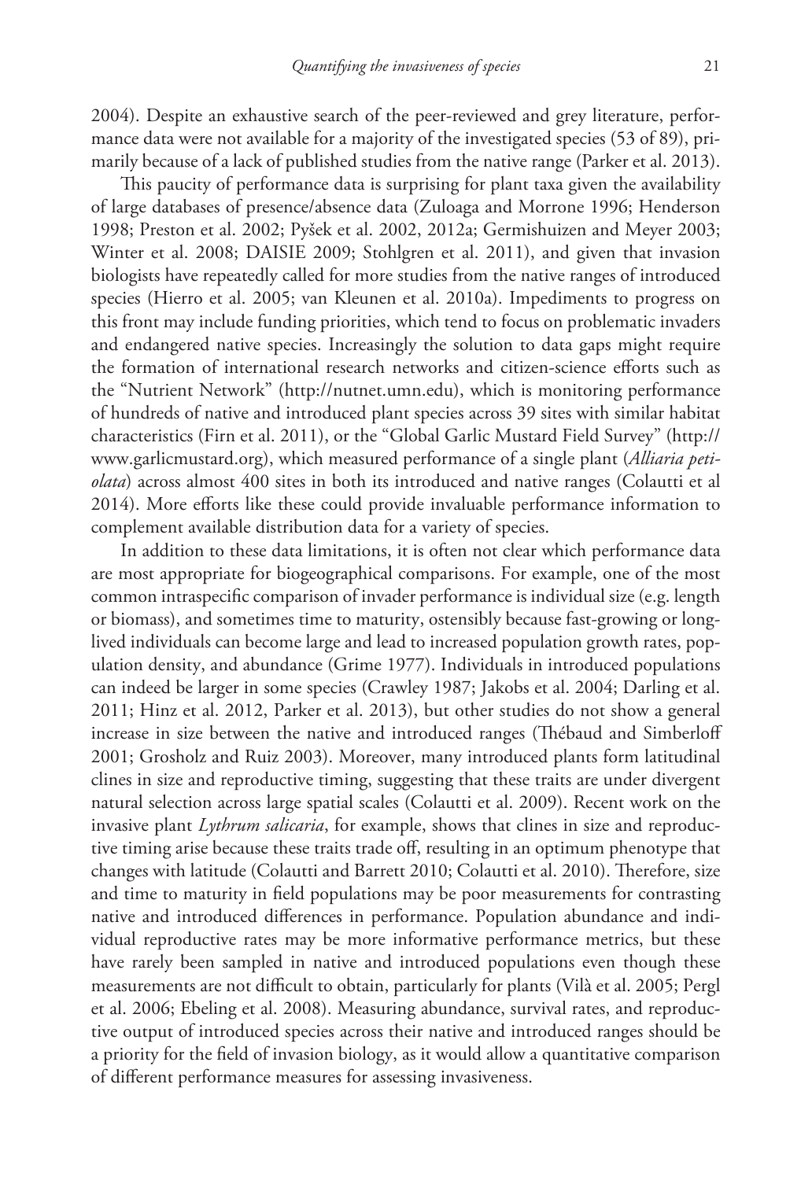2004). Despite an exhaustive search of the peer-reviewed and grey literature, performance data were not available for a majority of the investigated species (53 of 89), primarily because of a lack of published studies from the native range (Parker et al. 2013).

This paucity of performance data is surprising for plant taxa given the availability of large databases of presence/absence data (Zuloaga and Morrone 1996; Henderson 1998; Preston et al. 2002; Pyšek et al. 2002, 2012a; Germishuizen and Meyer 2003; Winter et al. 2008; DAISIE 2009; Stohlgren et al. 2011), and given that invasion biologists have repeatedly called for more studies from the native ranges of introduced species (Hierro et al. 2005; van Kleunen et al. 2010a). Impediments to progress on this front may include funding priorities, which tend to focus on problematic invaders and endangered native species. Increasingly the solution to data gaps might require the formation of international research networks and citizen-science efforts such as the "Nutrient Network" (http://nutnet.umn.edu), which is monitoring performance of hundreds of native and introduced plant species across 39 sites with similar habitat characteristics (Firn et al. 2011), or the "Global Garlic Mustard Field Survey" (http://www.garlicmustard.org), which measured performance of a single plant (*Alliaria petiolata*) across almost 400 sites in both its introduced and native ranges (Colautti et al 2014). More efforts like these could provide invaluable performance information to complement available distribution data for a variety of species.

In addition to these data limitations, it is often not clear which performance data are most appropriate for biogeographical comparisons. For example, one of the most common intraspecific comparison of invader performance is individual size (e.g. length or biomass), and sometimes time to maturity, ostensibly because fast-growing or long-lived individuals can become large and lead to increased population growth rates, population density, and abundance (Grime 1977). Individuals in introduced populations can indeed be larger in some species (Crawley 1987; Jakobs et al. 2004; Darling et al. 2011; Hinz et al. 2012, Parker et al. 2013), but other studies do not show a general increase in size between the native and introduced ranges (Thébaud and Simberloff 2001; Grosholz and Ruiz 2003). Moreover, many introduced plants form latitudinal clines in size and reproductive timing, suggesting that these traits are under divergent natural selection across large spatial scales (Colautti et al. 2009). Recent work on the invasive plant *Lythrum salicaria*, for example, shows that clines in size and reproductive timing arise because these traits trade off, resulting in an optimum phenotype that changes with latitude (Colautti and Barrett 2010; Colautti et al. 2010). Therefore, size and time to maturity in field populations may be poor measurements for contrasting native and introduced differences in performance. Population abundance and individual reproductive rates may be more informative performance metrics, but these have rarely been sampled in native and introduced populations even though these measurements are not difficult to obtain, particularly for plants (Vilà et al. 2005; Pergl et al. 2006; Ebeling et al. 2008). Measuring abundance, survival rates, and reproductive output of introduced species across their native and introduced ranges should be a priority for the field of invasion biology, as it would allow a quantitative comparison of different performance measures for assessing invasiveness.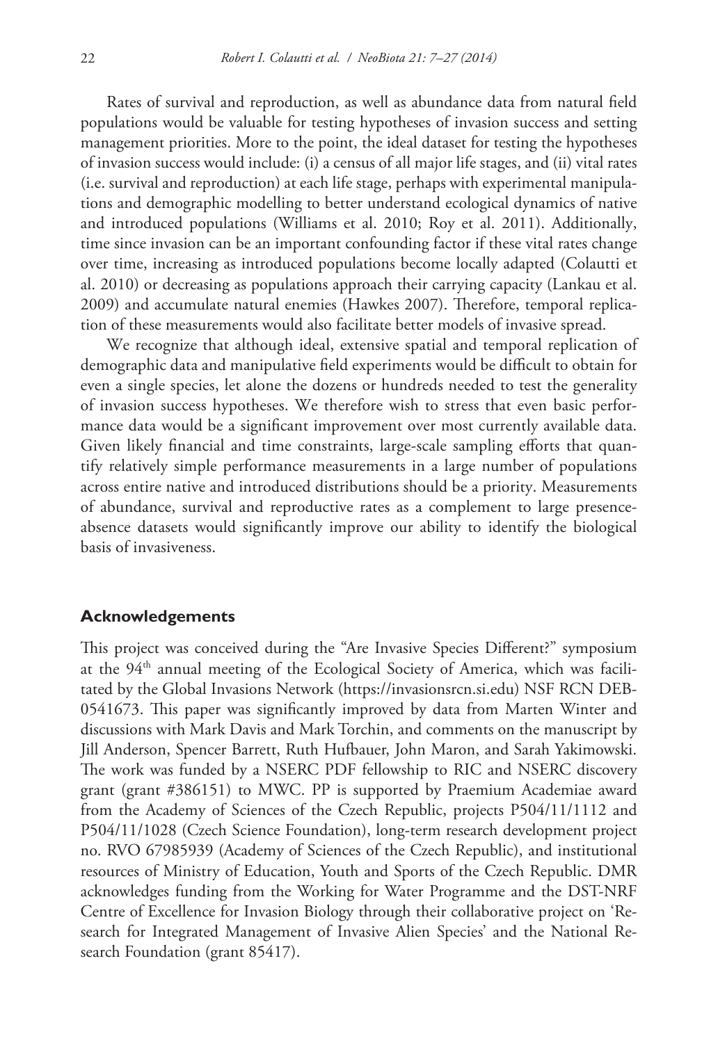Rates of survival and reproduction, as well as abundance data from natural field populations would be valuable for testing hypotheses of invasion success and setting management priorities. More to the point, the ideal dataset for testing the hypotheses of invasion success would include: (i) a census of all major life stages, and (ii) vital rates (i.e. survival and reproduction) at each life stage, perhaps with experimental manipulations and demographic modelling to better understand ecological dynamics of native and introduced populations (Williams et al. 2010; Roy et al. 2011). Additionally, time since invasion can be an important confounding factor if these vital rates change over time, increasing as introduced populations become locally adapted (Colautti et al. 2010) or decreasing as populations approach their carrying capacity (Lankau et al. 2009) and accumulate natural enemies (Hawkes 2007). Therefore, temporal replication of these measurements would also facilitate better models of invasive spread.

We recognize that although ideal, extensive spatial and temporal replication of demographic data and manipulative field experiments would be difficult to obtain for even a single species, let alone the dozens or hundreds needed to test the generality of invasion success hypotheses. We therefore wish to stress that even basic performance data would be a significant improvement over most currently available data. Given likely financial and time constraints, large-scale sampling efforts that quantify relatively simple performance measurements in a large number of populations across entire native and introduced distributions should be a priority. Measurements of abundance, survival and reproductive rates as a complement to large presence-absence datasets would significantly improve our ability to identify the biological basis of invasiveness.

## Acknowledgements

This project was conceived during the "Are Invasive Species Different?" symposium at the 94th annual meeting of the Ecological Society of America, which was facilitated by the Global Invasions Network (https://invasionsrcn.si.edu) NSF RCN DEB-0541673. This paper was significantly improved by data from Marten Winter and discussions with Mark Davis and Mark Torchin, and comments on the manuscript by Jill Anderson, Spencer Barrett, Ruth Hufbauer, John Maron, and Sarah Yakimowski. The work was funded by a NSERC PDF fellowship to RIC and NSERC discovery grant (grant #386151) to MWC. PP is supported by Praemium Academiae award from the Academy of Sciences of the Czech Republic, projects P504/11/1112 and P504/11/1028 (Czech Science Foundation), long-term research development project no. RVO 67985939 (Academy of Sciences of the Czech Republic), and institutional resources of Ministry of Education, Youth and Sports of the Czech Republic. DMR acknowledges funding from the Working for Water Programme and the DST-NRF Centre of Excellence for Invasion Biology through their collaborative project on 'Research for Integrated Management of Invasive Alien Species' and the National Research Foundation (grant 85417).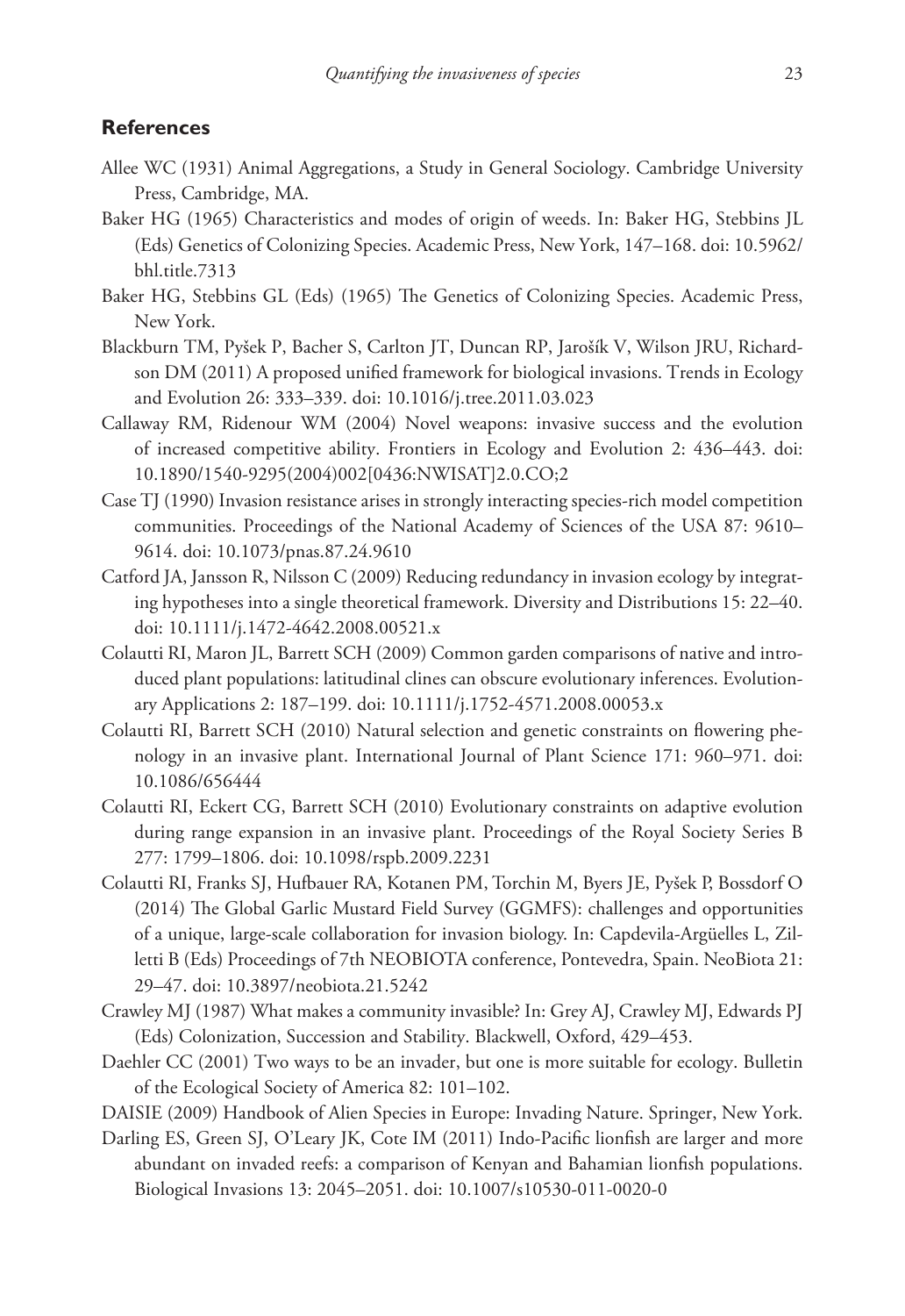## References

Allee WC (1931) Animal Aggregations, a Study in General Sociology. Cambridge University Press, Cambridge, MA.

Baker HG (1965) Characteristics and modes of origin of weeds. In: Baker HG, Stebbins JL (Eds) Genetics of Colonizing Species. Academic Press, New York, 147–168. doi: 10.5962/bhl.title.7313

Baker HG, Stebbins GL (Eds) (1965) The Genetics of Colonizing Species. Academic Press, New York.

Blackburn TM, Pyšek P, Bacher S, Carlton JT, Duncan RP, Jarošík V, Wilson JRU, Richardson DM (2011) A proposed unified framework for biological invasions. Trends in Ecology and Evolution 26: 333–339. doi: 10.1016/j.tree.2011.03.023

Callaway RM, Ridenour WM (2004) Novel weapons: invasive success and the evolution of increased competitive ability. Frontiers in Ecology and Evolution 2: 436–443. doi: 10.1890/1540-9295(2004)002[0436:NWISAT]2.0.CO;2

Case TJ (1990) Invasion resistance arises in strongly interacting species-rich model competition communities. Proceedings of the National Academy of Sciences of the USA 87: 9610–9614. doi: 10.1073/pnas.87.24.9610

Catford JA, Jansson R, Nilsson C (2009) Reducing redundancy in invasion ecology by integrating hypotheses into a single theoretical framework. Diversity and Distributions 15: 22–40. doi: 10.1111/j.1472-4642.2008.00521.x

Colautti RI, Maron JL, Barrett SCH (2009) Common garden comparisons of native and introduced plant populations: latitudinal clines can obscure evolutionary inferences. Evolutionary Applications 2: 187–199. doi: 10.1111/j.1752-4571.2008.00053.x

Colautti RI, Barrett SCH (2010) Natural selection and genetic constraints on flowering phenology in an invasive plant. International Journal of Plant Science 171: 960–971. doi: 10.1086/656444

Colautti RI, Eckert CG, Barrett SCH (2010) Evolutionary constraints on adaptive evolution during range expansion in an invasive plant. Proceedings of the Royal Society Series B 277: 1799–1806. doi: 10.1098/rspb.2009.2231

Colautti RI, Franks SJ, Hufbauer RA, Kotanen PM, Torchin M, Byers JE, Pyšek P, Bossdorf O (2014) The Global Garlic Mustard Field Survey (GGMFS): challenges and opportunities of a unique, large-scale collaboration for invasion biology. In: Capdevila-Argüelles L, Zilletti B (Eds) Proceedings of 7th NEOBIOTA conference, Pontevedra, Spain. NeoBiota 21: 29–47. doi: 10.3897/neobiota.21.5242

Crawley MJ (1987) What makes a community invasible? In: Grey AJ, Crawley MJ, Edwards PJ (Eds) Colonization, Succession and Stability. Blackwell, Oxford, 429–453.

Daehler CC (2001) Two ways to be an invader, but one is more suitable for ecology. Bulletin of the Ecological Society of America 82: 101–102.

DAISIE (2009) Handbook of Alien Species in Europe: Invading Nature. Springer, New York.

Darling ES, Green SJ, O'Leary JK, Cote IM (2011) Indo-Pacific lionfish are larger and more abundant on invaded reefs: a comparison of Kenyan and Bahamian lionfish populations. Biological Invasions 13: 2045–2051. doi: 10.1007/s10530-011-0020-0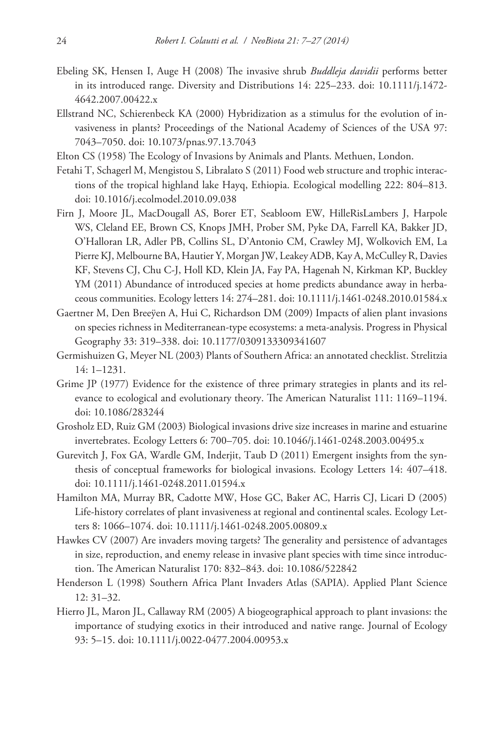Ebeling SK, Hensen I, Auge H (2008) The invasive shrub *Buddleja davidii* performs better in its introduced range. Diversity and Distributions 14: 225–233. doi: 10.1111/j.1472-4642.2007.00422.x

Ellstrand NC, Schierenbeck KA (2000) Hybridization as a stimulus for the evolution of invasiveness in plants? Proceedings of the National Academy of Sciences of the USA 97: 7043–7050. doi: 10.1073/pnas.97.13.7043

Elton CS (1958) The Ecology of Invasions by Animals and Plants. Methuen, London.

Fetahi T, Schagerl M, Mengistou S, Libralato S (2011) Food web structure and trophic interactions of the tropical highland lake Hayq, Ethiopia. Ecological modelling 222: 804–813. doi: 10.1016/j.ecolmodel.2010.09.038

Firn J, Moore JL, MacDougall AS, Borer ET, Seabloom EW, HilleRisLambers J, Harpole WS, Cleland EE, Brown CS, Knops JMH, Prober SM, Pyke DA, Farrell KA, Bakker JD, O'Halloran LR, Adler PB, Collins SL, D'Antonio CM, Crawley MJ, Wolkovich EM, La Pierre KJ, Melbourne BA, Hautier Y, Morgan JW, Leakey ADB, Kay A, McCulley R, Davies KF, Stevens CJ, Chu C-J, Holl KD, Klein JA, Fay PA, Hagenah N, Kirkman KP, Buckley YM (2011) Abundance of introduced species at home predicts abundance away in herbaceous communities. Ecology letters 14: 274–281. doi: 10.1111/j.1461-0248.2010.01584.x

Gaertner M, Den Breeÿen A, Hui C, Richardson DM (2009) Impacts of alien plant invasions on species richness in Mediterranean-type ecosystems: a meta-analysis. Progress in Physical Geography 33: 319–338. doi: 10.1177/0309133309341607

Germishuizen G, Meyer NL (2003) Plants of Southern Africa: an annotated checklist. Strelitzia 14: 1–1231.

Grime JP (1977) Evidence for the existence of three primary strategies in plants and its relevance to ecological and evolutionary theory. The American Naturalist 111: 1169–1194. doi: 10.1086/283244

Grosholz ED, Ruiz GM (2003) Biological invasions drive size increases in marine and estuarine invertebrates. Ecology Letters 6: 700–705. doi: 10.1046/j.1461-0248.2003.00495.x

Gurevitch J, Fox GA, Wardle GM, Inderjit, Taub D (2011) Emergent insights from the synthesis of conceptual frameworks for biological invasions. Ecology Letters 14: 407–418. doi: 10.1111/j.1461-0248.2011.01594.x

Hamilton MA, Murray BR, Cadotte MW, Hose GC, Baker AC, Harris CJ, Licari D (2005) Life-history correlates of plant invasiveness at regional and continental scales. Ecology Letters 8: 1066–1074. doi: 10.1111/j.1461-0248.2005.00809.x

Hawkes CV (2007) Are invaders moving targets? The generality and persistence of advantages in size, reproduction, and enemy release in invasive plant species with time since introduction. The American Naturalist 170: 832–843. doi: 10.1086/522842

Henderson L (1998) Southern Africa Plant Invaders Atlas (SAPIA). Applied Plant Science 12: 31–32.

Hierro JL, Maron JL, Callaway RM (2005) A biogeographical approach to plant invasions: the importance of studying exotics in their introduced and native range. Journal of Ecology 93: 5–15. doi: 10.1111/j.0022-0477.2004.00953.x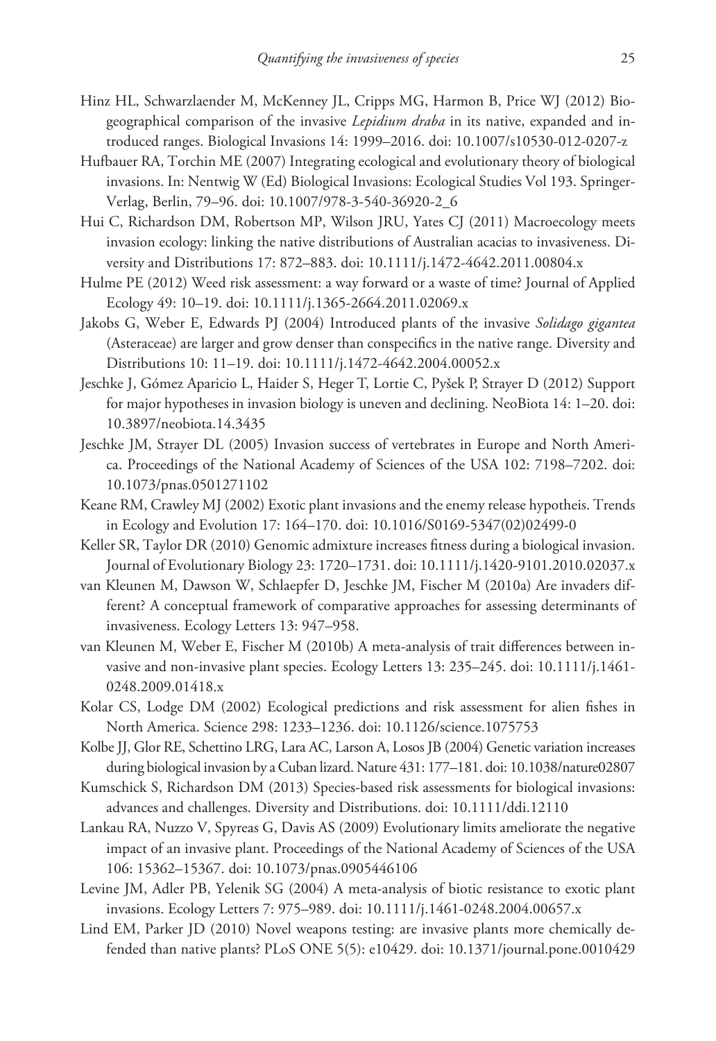Hinz HL, Schwarzlaender M, McKenney JL, Cripps MG, Harmon B, Price WJ (2012) Biogeographical comparison of the invasive *Lepidium draba* in its native, expanded and introduced ranges. Biological Invasions 14: 1999–2016. doi: 10.1007/s10530-012-0207-z

Hufbauer RA, Torchin ME (2007) Integrating ecological and evolutionary theory of biological invasions. In: Nentwig W (Ed) Biological Invasions: Ecological Studies Vol 193. Springer-Verlag, Berlin, 79–96. doi: 10.1007/978-3-540-36920-2_6

Hui C, Richardson DM, Robertson MP, Wilson JRU, Yates CJ (2011) Macroecology meets invasion ecology: linking the native distributions of Australian acacias to invasiveness. Diversity and Distributions 17: 872–883. doi: 10.1111/j.1472-4642.2011.00804.x

Hulme PE (2012) Weed risk assessment: a way forward or a waste of time? Journal of Applied Ecology 49: 10–19. doi: 10.1111/j.1365-2664.2011.02069.x

Jakobs G, Weber E, Edwards PJ (2004) Introduced plants of the invasive *Solidago gigantea* (Asteraceae) are larger and grow denser than conspecifics in the native range. Diversity and Distributions 10: 11–19. doi: 10.1111/j.1472-4642.2004.00052.x

Jeschke J, Gómez Aparicio L, Haider S, Heger T, Lortie C, Pyšek P, Strayer D (2012) Support for major hypotheses in invasion biology is uneven and declining. NeoBiota 14: 1–20. doi: 10.3897/neobiota.14.3435

Jeschke JM, Strayer DL (2005) Invasion success of vertebrates in Europe and North America. Proceedings of the National Academy of Sciences of the USA 102: 7198–7202. doi: 10.1073/pnas.0501271102

Keane RM, Crawley MJ (2002) Exotic plant invasions and the enemy release hypotheis. Trends in Ecology and Evolution 17: 164–170. doi: 10.1016/S0169-5347(02)02499-0

Keller SR, Taylor DR (2010) Genomic admixture increases fitness during a biological invasion. Journal of Evolutionary Biology 23: 1720–1731. doi: 10.1111/j.1420-9101.2010.02037.x

van Kleunen M, Dawson W, Schlaepfer D, Jeschke JM, Fischer M (2010a) Are invaders different? A conceptual framework of comparative approaches for assessing determinants of invasiveness. Ecology Letters 13: 947–958.

van Kleunen M, Weber E, Fischer M (2010b) A meta-analysis of trait differences between invasive and non-invasive plant species. Ecology Letters 13: 235–245. doi: 10.1111/j.1461-0248.2009.01418.x

Kolar CS, Lodge DM (2002) Ecological predictions and risk assessment for alien fishes in North America. Science 298: 1233–1236. doi: 10.1126/science.1075753

Kolbe JJ, Glor RE, Schettino LRG, Lara AC, Larson A, Losos JB (2004) Genetic variation increases during biological invasion by a Cuban lizard. Nature 431: 177–181. doi: 10.1038/nature02807

Kumschick S, Richardson DM (2013) Species-based risk assessments for biological invasions: advances and challenges. Diversity and Distributions. doi: 10.1111/ddi.12110

Lankau RA, Nuzzo V, Spyreas G, Davis AS (2009) Evolutionary limits ameliorate the negative impact of an invasive plant. Proceedings of the National Academy of Sciences of the USA 106: 15362–15367. doi: 10.1073/pnas.0905446106

Levine JM, Adler PB, Yelenik SG (2004) A meta-analysis of biotic resistance to exotic plant invasions. Ecology Letters 7: 975–989. doi: 10.1111/j.1461-0248.2004.00657.x

Lind EM, Parker JD (2010) Novel weapons testing: are invasive plants more chemically defended than native plants? PLoS ONE 5(5): e10429. doi: 10.1371/journal.pone.0010429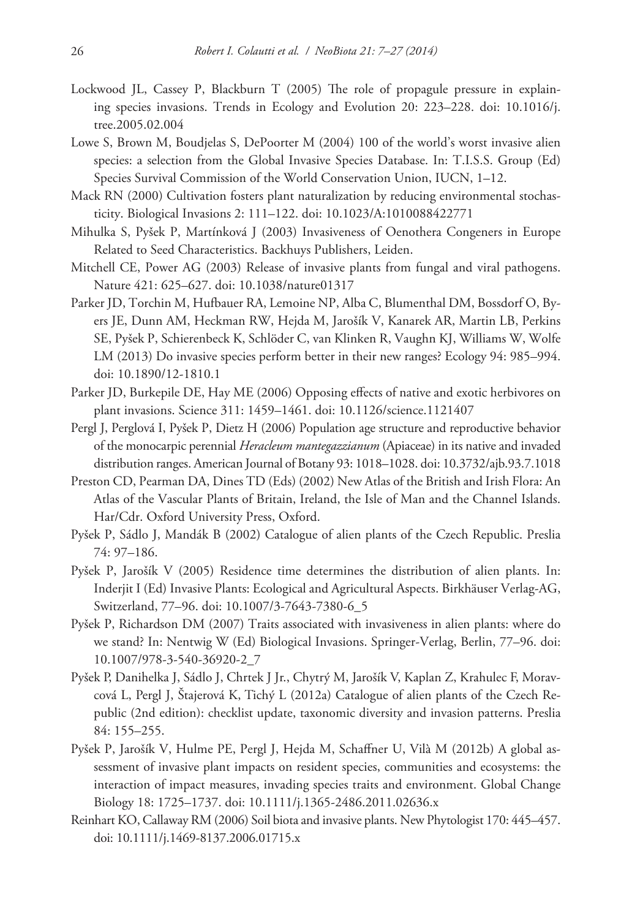Lockwood JL, Cassey P, Blackburn T (2005) The role of propagule pressure in explaining species invasions. Trends in Ecology and Evolution 20: 223–228. doi: 10.1016/j.tree.2005.02.004

Lowe S, Brown M, Boudjelas S, DePoorter M (2004) 100 of the world's worst invasive alien species: a selection from the Global Invasive Species Database. In: T.I.S.S. Group (Ed) Species Survival Commission of the World Conservation Union, IUCN, 1–12.

Mack RN (2000) Cultivation fosters plant naturalization by reducing environmental stochasticity. Biological Invasions 2: 111–122. doi: 10.1023/A:1010088422771

Mihulka S, Pyšek P, Martínková J (2003) Invasiveness of Oenothera Congeners in Europe Related to Seed Characteristics. Backhuys Publishers, Leiden.

Mitchell CE, Power AG (2003) Release of invasive plants from fungal and viral pathogens. Nature 421: 625–627. doi: 10.1038/nature01317

Parker JD, Torchin M, Hufbauer RA, Lemoine NP, Alba C, Blumenthal DM, Bossdorf O, Byers JE, Dunn AM, Heckman RW, Hejda M, Jarošík V, Kanarek AR, Martin LB, Perkins SE, Pyšek P, Schierenbeck K, Schlöder C, van Klinken R, Vaughn KJ, Williams W, Wolfe LM (2013) Do invasive species perform better in their new ranges? Ecology 94: 985–994. doi: 10.1890/12-1810.1

Parker JD, Burkepile DE, Hay ME (2006) Opposing effects of native and exotic herbivores on plant invasions. Science 311: 1459–1461. doi: 10.1126/science.1121407

Pergl J, Perglová I, Pyšek P, Dietz H (2006) Population age structure and reproductive behavior of the monocarpic perennial *Heracleum mantegazzianum* (Apiaceae) in its native and invaded distribution ranges. American Journal of Botany 93: 1018–1028. doi: 10.3732/ajb.93.7.1018

Preston CD, Pearman DA, Dines TD (Eds) (2002) New Atlas of the British and Irish Flora: An Atlas of the Vascular Plants of Britain, Ireland, the Isle of Man and the Channel Islands. Har/Cdr. Oxford University Press, Oxford.

Pyšek P, Sádlo J, Mandák B (2002) Catalogue of alien plants of the Czech Republic. Preslia 74: 97–186.

Pyšek P, Jarošík V (2005) Residence time determines the distribution of alien plants. In: Inderjit I (Ed) Invasive Plants: Ecological and Agricultural Aspects. Birkhäuser Verlag-AG, Switzerland, 77–96. doi: 10.1007/3-7643-7380-6_5

Pyšek P, Richardson DM (2007) Traits associated with invasiveness in alien plants: where do we stand? In: Nentwig W (Ed) Biological Invasions. Springer-Verlag, Berlin, 77–96. doi: 10.1007/978-3-540-36920-2_7

Pyšek P, Danihelka J, Sádlo J, Chrtek J Jr., Chytrý M, Jarošík V, Kaplan Z, Krahulec F, Moravcová L, Pergl J, Štajerová K, Tichý L (2012a) Catalogue of alien plants of the Czech Republic (2nd edition): checklist update, taxonomic diversity and invasion patterns. Preslia 84: 155–255.

Pyšek P, Jarošík V, Hulme PE, Pergl J, Hejda M, Schaffner U, Vilà M (2012b) A global assessment of invasive plant impacts on resident species, communities and ecosystems: the interaction of impact measures, invading species traits and environment. Global Change Biology 18: 1725–1737. doi: 10.1111/j.1365-2486.2011.02636.x

Reinhart KO, Callaway RM (2006) Soil biota and invasive plants. New Phytologist 170: 445–457. doi: 10.1111/j.1469-8137.2006.01715.x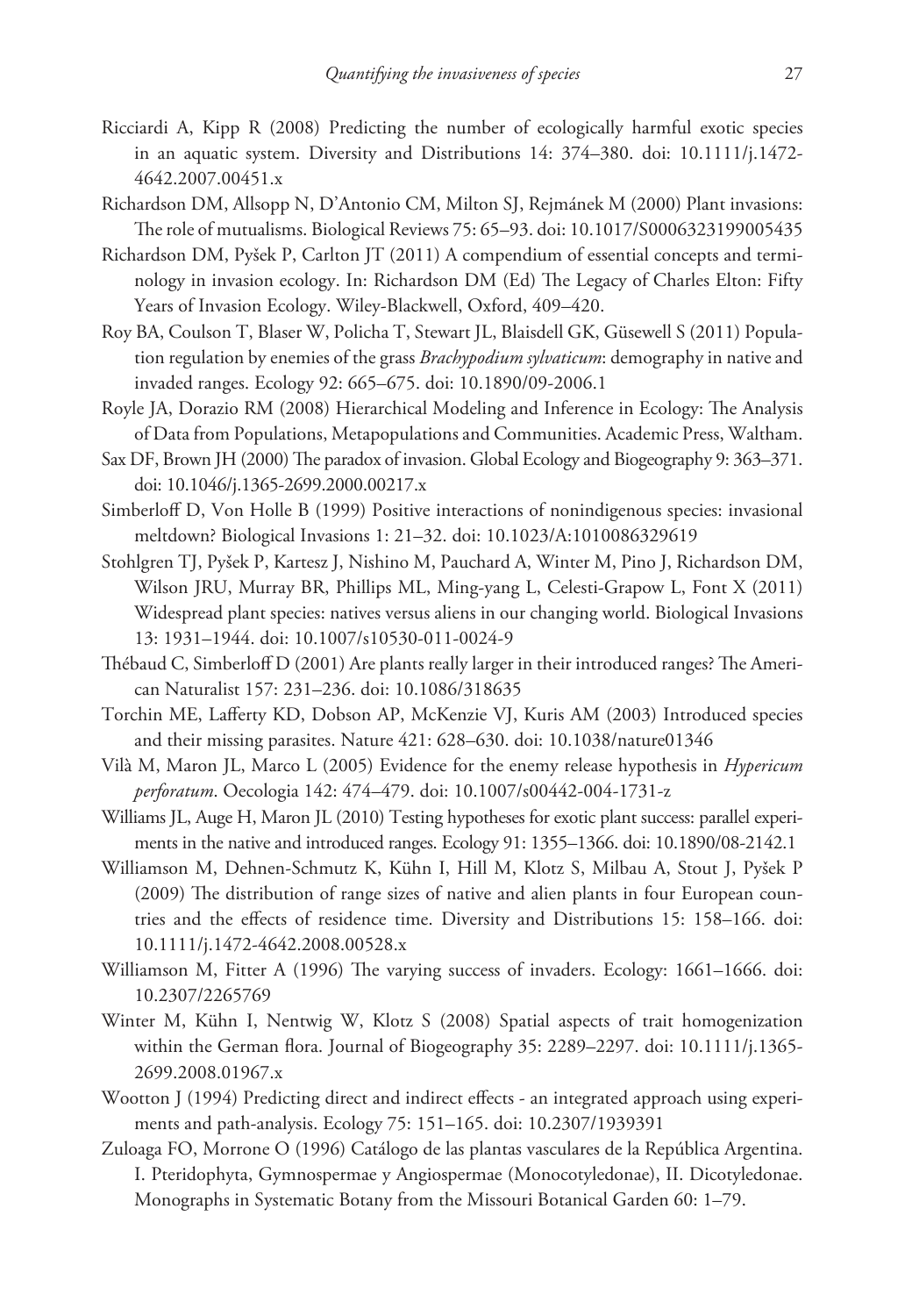Ricciardi A, Kipp R (2008) Predicting the number of ecologically harmful exotic species in an aquatic system. Diversity and Distributions 14: 374–380. doi: 10.1111/j.1472-4642.2007.00451.x

Richardson DM, Allsopp N, D'Antonio CM, Milton SJ, Rejmánek M (2000) Plant invasions: The role of mutualisms. Biological Reviews 75: 65–93. doi: 10.1017/S0006323199005435

Richardson DM, Pyšek P, Carlton JT (2011) A compendium of essential concepts and terminology in invasion ecology. In: Richardson DM (Ed) The Legacy of Charles Elton: Fifty Years of Invasion Ecology. Wiley-Blackwell, Oxford, 409–420.

Roy BA, Coulson T, Blaser W, Policha T, Stewart JL, Blaisdell GK, Güsewell S (2011) Population regulation by enemies of the grass *Brachypodium sylvaticum*: demography in native and invaded ranges. Ecology 92: 665–675. doi: 10.1890/09-2006.1

Royle JA, Dorazio RM (2008) Hierarchical Modeling and Inference in Ecology: The Analysis of Data from Populations, Metapopulations and Communities. Academic Press, Waltham.

Sax DF, Brown JH (2000) The paradox of invasion. Global Ecology and Biogeography 9: 363–371. doi: 10.1046/j.1365-2699.2000.00217.x

Simberloff D, Von Holle B (1999) Positive interactions of nonindigenous species: invasional meltdown? Biological Invasions 1: 21–32. doi: 10.1023/A:1010086329619

Stohlgren TJ, Pyšek P, Kartesz J, Nishino M, Pauchard A, Winter M, Pino J, Richardson DM, Wilson JRU, Murray BR, Phillips ML, Ming-yang L, Celesti-Grapow L, Font X (2011) Widespread plant species: natives versus aliens in our changing world. Biological Invasions 13: 1931–1944. doi: 10.1007/s10530-011-0024-9

Thébaud C, Simberloff D (2001) Are plants really larger in their introduced ranges? The American Naturalist 157: 231–236. doi: 10.1086/318635

Torchin ME, Lafferty KD, Dobson AP, McKenzie VJ, Kuris AM (2003) Introduced species and their missing parasites. Nature 421: 628–630. doi: 10.1038/nature01346

Vilà M, Maron JL, Marco L (2005) Evidence for the enemy release hypothesis in *Hypericum perforatum*. Oecologia 142: 474–479. doi: 10.1007/s00442-004-1731-z

Williams JL, Auge H, Maron JL (2010) Testing hypotheses for exotic plant success: parallel experiments in the native and introduced ranges. Ecology 91: 1355–1366. doi: 10.1890/08-2142.1

Williamson M, Dehnen-Schmutz K, Kühn I, Hill M, Klotz S, Milbau A, Stout J, Pyšek P (2009) The distribution of range sizes of native and alien plants in four European countries and the effects of residence time. Diversity and Distributions 15: 158–166. doi: 10.1111/j.1472-4642.2008.00528.x

Williamson M, Fitter A (1996) The varying success of invaders. Ecology: 1661–1666. doi: 10.2307/2265769

Winter M, Kühn I, Nentwig W, Klotz S (2008) Spatial aspects of trait homogenization within the German flora. Journal of Biogeography 35: 2289–2297. doi: 10.1111/j.1365-2699.2008.01967.x

Wootton J (1994) Predicting direct and indirect effects - an integrated approach using experiments and path-analysis. Ecology 75: 151–165. doi: 10.2307/1939391

Zuloaga FO, Morrone O (1996) Catálogo de las plantas vasculares de la República Argentina. I. Pteridophyta, Gymnospermae y Angiospermae (Monocotyledonae), II. Dicotyledonae. Monographs in Systematic Botany from the Missouri Botanical Garden 60: 1–79.